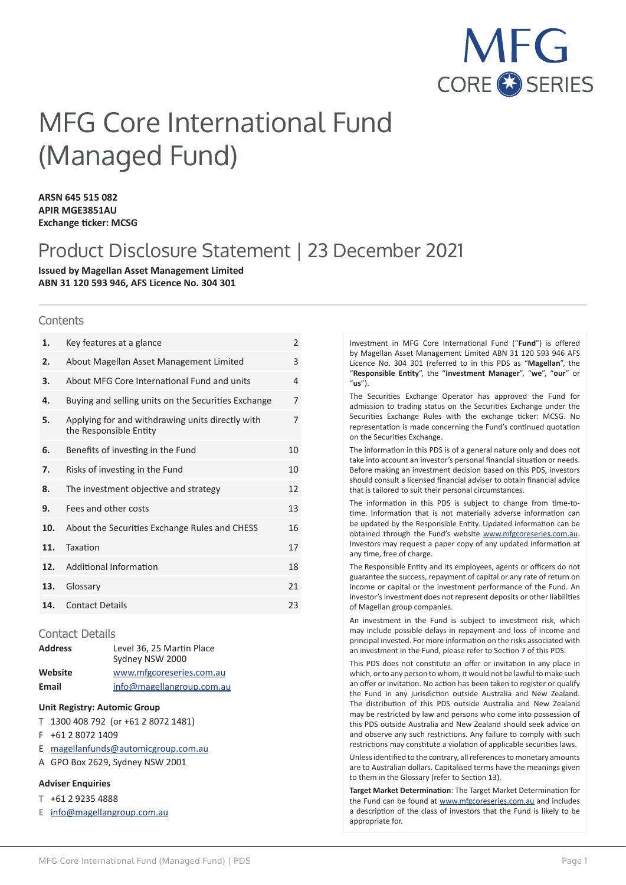MFG CORE SERIES

# MFG Core International Fund (Managed Fund)

**ARSN 645 515 082**
**APIR MGE3851AU**
**Exchange ticker: MCSG**

## Product Disclosure Statement | 23 December 2021

**Issued by Magellan Asset Management Limited**
**ABN 31 120 593 946, AFS Licence No. 304 301**

### Contents

| | | |
|---|---|---|
| **1.** | Key features at a glance | 2 |
| **2.** | About Magellan Asset Management Limited | 3 |
| **3.** | About MFG Core International Fund and units | 4 |
| **4.** | Buying and selling units on the Securities Exchange | 7 |
| **5.** | Applying for and withdrawing units directly with the Responsible Entity | 7 |
| **6.** | Benefits of investing in the Fund | 10 |
| **7.** | Risks of investing in the Fund | 10 |
| **8.** | The investment objective and strategy | 12 |
| **9.** | Fees and other costs | 13 |
| **10.** | About the Securities Exchange Rules and CHESS | 16 |
| **11.** | Taxation | 17 |
| **12.** | Additional Information | 18 |
| **13.** | Glossary | 21 |
| **14.** | Contact Details | 23 |

### Contact Details

**Address** Level 36, 25 Martin Place Sydney NSW 2000

**Website** www.mfgcoreseries.com.au

**Email** info@magellangroup.com.au

**Unit Registry: Automic Group**

T 1300 408 792 (or +61 2 8072 1481)
F +61 2 8072 1409
E magellanfunds@automicgroup.com.au
A GPO Box 2629, Sydney NSW 2001

**Adviser Enquiries**

T +61 2 9235 4888
E info@magellangroup.com.au

Investment in MFG Core International Fund ("**Fund**") is offered by Magellan Asset Management Limited ABN 31 120 593 946 AFS Licence No. 304 301 (referred to in this PDS as "**Magellan**", the "**Responsible Entity**", the "**Investment Manager**", "**we**", "**our**" or "**us**").

The Securities Exchange Operator has approved the Fund for admission to trading status on the Securities Exchange under the Securities Exchange Rules with the exchange ticker: MCSG. No representation is made concerning the Fund's continued quotation on the Securities Exchange.

The information in this PDS is of a general nature only and does not take into account an investor's personal financial situation or needs. Before making an investment decision based on this PDS, investors should consult a licensed financial adviser to obtain financial advice that is tailored to suit their personal circumstances.

The information in this PDS is subject to change from time-to-time. Information that is not materially adverse information can be updated by the Responsible Entity. Updated information can be obtained through the Fund's website www.mfgcoreseries.com.au. Investors may request a paper copy of any updated information at any time, free of charge.

The Responsible Entity and its employees, agents or officers do not guarantee the success, repayment of capital or any rate of return on income or capital or the investment performance of the Fund. An investor's investment does not represent deposits or other liabilities of Magellan group companies.

An investment in the Fund is subject to investment risk, which may include possible delays in repayment and loss of income and principal invested. For more information on the risks associated with an investment in the Fund, please refer to Section 7 of this PDS.

This PDS does not constitute an offer or invitation in any place in which, or to any person to whom, it would not be lawful to make such an offer or invitation. No action has been taken to register or qualify the Fund in any jurisdiction outside Australia and New Zealand. The distribution of this PDS outside Australia and New Zealand may be restricted by law and persons who come into possession of this PDS outside Australia and New Zealand should seek advice on and observe any such restrictions. Any failure to comply with such restrictions may constitute a violation of applicable securities laws.

Unless identified to the contrary, all references to monetary amounts are to Australian dollars. Capitalised terms have the meanings given to them in the Glossary (refer to Section 13).

**Target Market Determination**: The Target Market Determination for the Fund can be found at www.mfgcoreseries.com.au and includes a description of the class of investors that the Fund is likely to be appropriate for.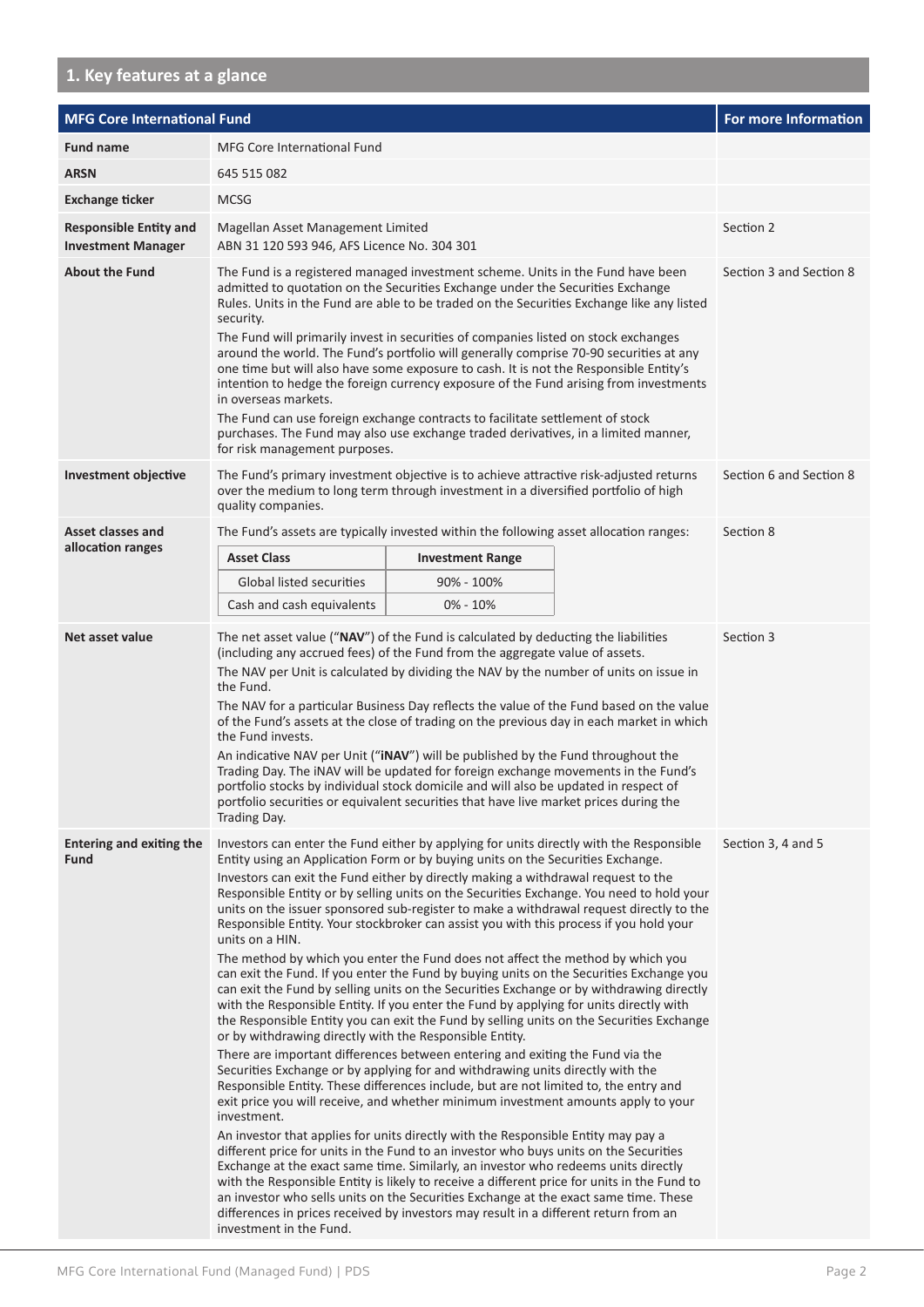## 1. Key features at a glance

| MFG Core International Fund | | For more Information |
|---|---|---|
| **Fund name** | MFG Core International Fund | |
| **ARSN** | 645 515 082 | |
| **Exchange ticker** | MCSG | |
| **Responsible Entity and Investment Manager** | Magellan Asset Management Limited<br>ABN 31 120 593 946, AFS Licence No. 304 301 | Section 2 |
| **About the Fund** | The Fund is a registered managed investment scheme. Units in the Fund have been admitted to quotation on the Securities Exchange under the Securities Exchange Rules. Units in the Fund are able to be traded on the Securities Exchange like any listed security.<br>The Fund will primarily invest in securities of companies listed on stock exchanges around the world. The Fund's portfolio will generally comprise 70-90 securities at any one time but will also have some exposure to cash. It is not the Responsible Entity's intention to hedge the foreign currency exposure of the Fund arising from investments in overseas markets.<br>The Fund can use foreign exchange contracts to facilitate settlement of stock purchases. The Fund may also use exchange traded derivatives, in a limited manner, for risk management purposes. | Section 3 and Section 8 |
| **Investment objective** | The Fund's primary investment objective is to achieve attractive risk-adjusted returns over the medium to long term through investment in a diversified portfolio of high quality companies. | Section 6 and Section 8 |
| **Asset classes and allocation ranges** | The Fund's assets are typically invested within the following asset allocation ranges:<br>**Asset Class** – **Investment Range**<br>Global listed securities – 90% - 100%<br>Cash and cash equivalents – 0% - 10% | Section 8 |
| **Net asset value** | The net asset value ("**NAV**") of the Fund is calculated by deducting the liabilities (including any accrued fees) of the Fund from the aggregate value of assets.<br>The NAV per Unit is calculated by dividing the NAV by the number of units on issue in the Fund.<br>The NAV for a particular Business Day reflects the value of the Fund based on the value of the Fund's assets at the close of trading on the previous day in each market in which the Fund invests.<br>An indicative NAV per Unit ("**iNAV**") will be published by the Fund throughout the Trading Day. The iNAV will be updated for foreign exchange movements in the Fund's portfolio stocks by individual stock domicile and will also be updated in respect of portfolio securities or equivalent securities that have live market prices during the Trading Day. | Section 3 |
| **Entering and exiting the Fund** | Investors can enter the Fund either by applying for units directly with the Responsible Entity using an Application Form or by buying units on the Securities Exchange.<br>Investors can exit the Fund either by directly making a withdrawal request to the Responsible Entity or by selling units on the Securities Exchange. You need to hold your units on the issuer sponsored sub-register to make a withdrawal request directly to the Responsible Entity. Your stockbroker can assist you with this process if you hold your units on a HIN.<br>The method by which you enter the Fund does not affect the method by which you can exit the Fund. If you enter the Fund by buying units on the Securities Exchange you can exit the Fund by selling units on the Securities Exchange or by withdrawing directly with the Responsible Entity. If you enter the Fund by applying for units directly with the Responsible Entity you can exit the Fund by selling units on the Securities Exchange or by withdrawing directly with the Responsible Entity.<br>There are important differences between entering and exiting the Fund via the Securities Exchange or by applying for and withdrawing units directly with the Responsible Entity. These differences include, but are not limited to, the entry and exit price you will receive, and whether minimum investment amounts apply to your investment.<br>An investor that applies for units directly with the Responsible Entity may pay a different price for units in the Fund to an investor who buys units on the Securities Exchange at the exact same time. Similarly, an investor who redeems units directly with the Responsible Entity is likely to receive a different price for units in the Fund to an investor who sells units on the Securities Exchange at the exact same time. These differences in prices received by investors may result in a different return from an investment in the Fund. | Section 3, 4 and 5 |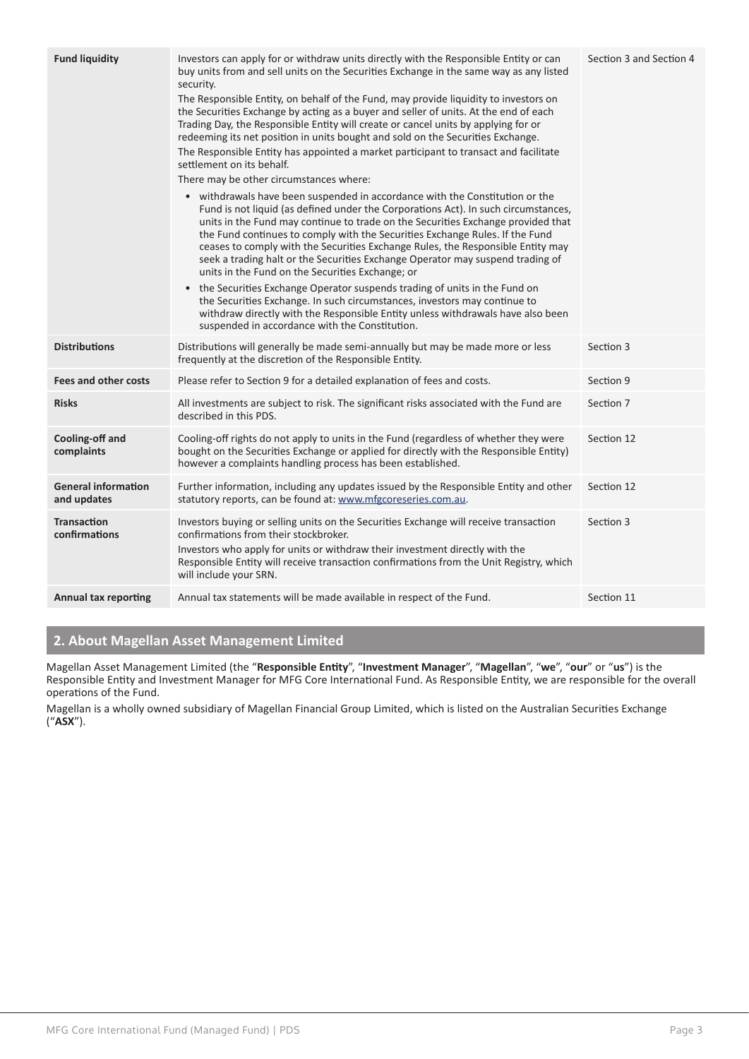| | | |
|---|---|---|
| **Fund liquidity** | Investors can apply for or withdraw units directly with the Responsible Entity or can buy units from and sell units on the Securities Exchange in the same way as any listed security.<br>The Responsible Entity, on behalf of the Fund, may provide liquidity to investors on the Securities Exchange by acting as a buyer and seller of units. At the end of each Trading Day, the Responsible Entity will create or cancel units by applying for or redeeming its net position in units bought and sold on the Securities Exchange.<br>The Responsible Entity has appointed a market participant to transact and facilitate settlement on its behalf.<br>There may be other circumstances where:<br>• withdrawals have been suspended in accordance with the Constitution or the Fund is not liquid (as defined under the Corporations Act). In such circumstances, units in the Fund may continue to trade on the Securities Exchange provided that the Fund continues to comply with the Securities Exchange Rules. If the Fund ceases to comply with the Securities Exchange Rules, the Responsible Entity may seek a trading halt or the Securities Exchange Operator may suspend trading of units in the Fund on the Securities Exchange; or<br>• the Securities Exchange Operator suspends trading of units in the Fund on the Securities Exchange. In such circumstances, investors may continue to withdraw directly with the Responsible Entity unless withdrawals have also been suspended in accordance with the Constitution. | Section 3 and Section 4 |
| **Distributions** | Distributions will generally be made semi-annually but may be made more or less frequently at the discretion of the Responsible Entity. | Section 3 |
| **Fees and other costs** | Please refer to Section 9 for a detailed explanation of fees and costs. | Section 9 |
| **Risks** | All investments are subject to risk. The significant risks associated with the Fund are described in this PDS. | Section 7 |
| **Cooling-off and complaints** | Cooling-off rights do not apply to units in the Fund (regardless of whether they were bought on the Securities Exchange or applied for directly with the Responsible Entity) however a complaints handling process has been established. | Section 12 |
| **General information and updates** | Further information, including any updates issued by the Responsible Entity and other statutory reports, can be found at: www.mfgcoreseries.com.au. | Section 12 |
| **Transaction confirmations** | Investors buying or selling units on the Securities Exchange will receive transaction confirmations from their stockbroker.<br>Investors who apply for units or withdraw their investment directly with the Responsible Entity will receive transaction confirmations from the Unit Registry, which will include your SRN. | Section 3 |
| **Annual tax reporting** | Annual tax statements will be made available in respect of the Fund. | Section 11 |

## 2. About Magellan Asset Management Limited

Magellan Asset Management Limited (the "**Responsible Entity**", "**Investment Manager**", "**Magellan**", "**we**", "**our**" or "**us**") is the Responsible Entity and Investment Manager for MFG Core International Fund. As Responsible Entity, we are responsible for the overall operations of the Fund.

Magellan is a wholly owned subsidiary of Magellan Financial Group Limited, which is listed on the Australian Securities Exchange ("**ASX**").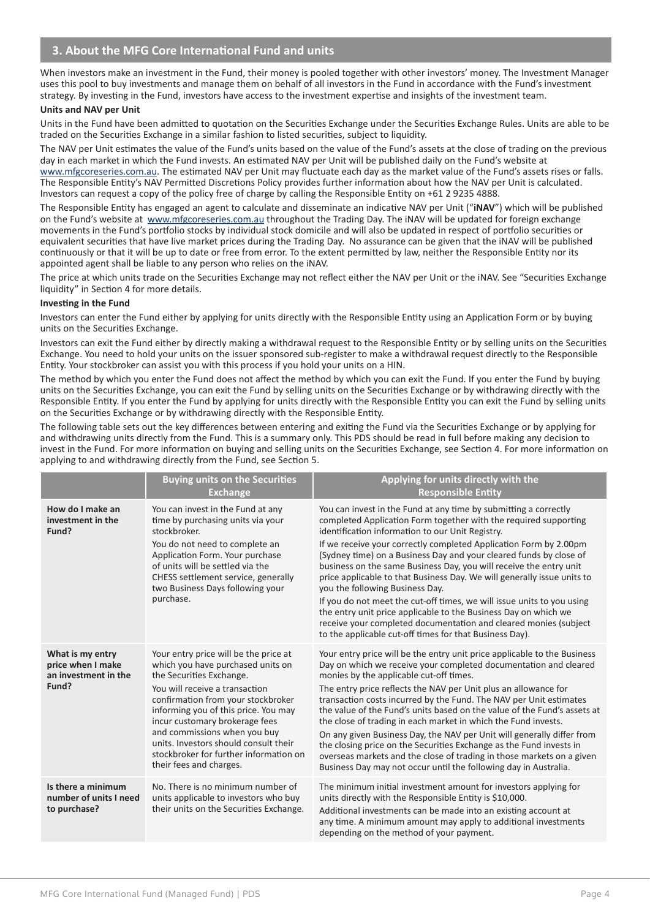## 3. About the MFG Core International Fund and units

When investors make an investment in the Fund, their money is pooled together with other investors' money. The Investment Manager uses this pool to buy investments and manage them on behalf of all investors in the Fund in accordance with the Fund's investment strategy. By investing in the Fund, investors have access to the investment expertise and insights of the investment team.

**Units and NAV per Unit**

Units in the Fund have been admitted to quotation on the Securities Exchange under the Securities Exchange Rules. Units are able to be traded on the Securities Exchange in a similar fashion to listed securities, subject to liquidity.

The NAV per Unit estimates the value of the Fund's units based on the value of the Fund's assets at the close of trading on the previous day in each market in which the Fund invests. An estimated NAV per Unit will be published daily on the Fund's website at www.mfgcoreseries.com.au. The estimated NAV per Unit may fluctuate each day as the market value of the Fund's assets rises or falls. The Responsible Entity's NAV Permitted Discretions Policy provides further information about how the NAV per Unit is calculated. Investors can request a copy of the policy free of charge by calling the Responsible Entity on +61 2 9235 4888.

The Responsible Entity has engaged an agent to calculate and disseminate an indicative NAV per Unit ("**iNAV**") which will be published on the Fund's website at www.mfgcoreseries.com.au throughout the Trading Day. The iNAV will be updated for foreign exchange movements in the Fund's portfolio stocks by individual stock domicile and will also be updated in respect of portfolio securities or equivalent securities that have live market prices during the Trading Day. No assurance can be given that the iNAV will be published continuously or that it will be up to date or free from error. To the extent permitted by law, neither the Responsible Entity nor its appointed agent shall be liable to any person who relies on the iNAV.

The price at which units trade on the Securities Exchange may not reflect either the NAV per Unit or the iNAV. See "Securities Exchange liquidity" in Section 4 for more details.

**Investing in the Fund**

Investors can enter the Fund either by applying for units directly with the Responsible Entity using an Application Form or by buying units on the Securities Exchange.

Investors can exit the Fund either by directly making a withdrawal request to the Responsible Entity or by selling units on the Securities Exchange. You need to hold your units on the issuer sponsored sub-register to make a withdrawal request directly to the Responsible Entity. Your stockbroker can assist you with this process if you hold your units on a HIN.

The method by which you enter the Fund does not affect the method by which you can exit the Fund. If you enter the Fund by buying units on the Securities Exchange, you can exit the Fund by selling units on the Securities Exchange or by withdrawing directly with the Responsible Entity. If you enter the Fund by applying for units directly with the Responsible Entity you can exit the Fund by selling units on the Securities Exchange or by withdrawing directly with the Responsible Entity.

The following table sets out the key differences between entering and exiting the Fund via the Securities Exchange or by applying for and withdrawing units directly from the Fund. This is a summary only. This PDS should be read in full before making any decision to invest in the Fund. For more information on buying and selling units on the Securities Exchange, see Section 4. For more information on applying to and withdrawing directly from the Fund, see Section 5.

| | Buying units on the Securities Exchange | Applying for units directly with the Responsible Entity |
|---|---|---|
| **How do I make an investment in the Fund?** | You can invest in the Fund at any time by purchasing units via your stockbroker.<br><br>You do not need to complete an Application Form. Your purchase of units will be settled via the CHESS settlement service, generally two Business Days following your purchase. | You can invest in the Fund at any time by submitting a correctly completed Application Form together with the required supporting identification information to our Unit Registry.<br><br>If we receive your correctly completed Application Form by 2.00pm (Sydney time) on a Business Day and your cleared funds by close of business on the same Business Day, you will receive the entry unit price applicable to that Business Day. We will generally issue units to you the following Business Day.<br><br>If you do not meet the cut-off times, we will issue units to you using the entry unit price applicable to the Business Day on which we receive your completed documentation and cleared monies (subject to the applicable cut-off times for that Business Day). |
| **What is my entry price when I make an investment in the Fund?** | Your entry price will be the price at which you have purchased units on the Securities Exchange.<br><br>You will receive a transaction confirmation from your stockbroker informing you of this price. You may incur customary brokerage fees and commissions when you buy units. Investors should consult their stockbroker for further information on their fees and charges. | Your entry price will be the entry unit price applicable to the Business Day on which we receive your completed documentation and cleared monies by the applicable cut-off times.<br><br>The entry price reflects the NAV per Unit plus an allowance for transaction costs incurred by the Fund. The NAV per Unit estimates the value of the Fund's units based on the value of the Fund's assets at the close of trading in each market in which the Fund invests.<br><br>On any given Business Day, the NAV per Unit will generally differ from the closing price on the Securities Exchange as the Fund invests in overseas markets and the close of trading in those markets on a given Business Day may not occur until the following day in Australia. |
| **Is there a minimum number of units I need to purchase?** | No. There is no minimum number of units applicable to investors who buy their units on the Securities Exchange. | The minimum initial investment amount for investors applying for units directly with the Responsible Entity is $10,000.<br><br>Additional investments can be made into an existing account at any time. A minimum amount may apply to additional investments depending on the method of your payment. |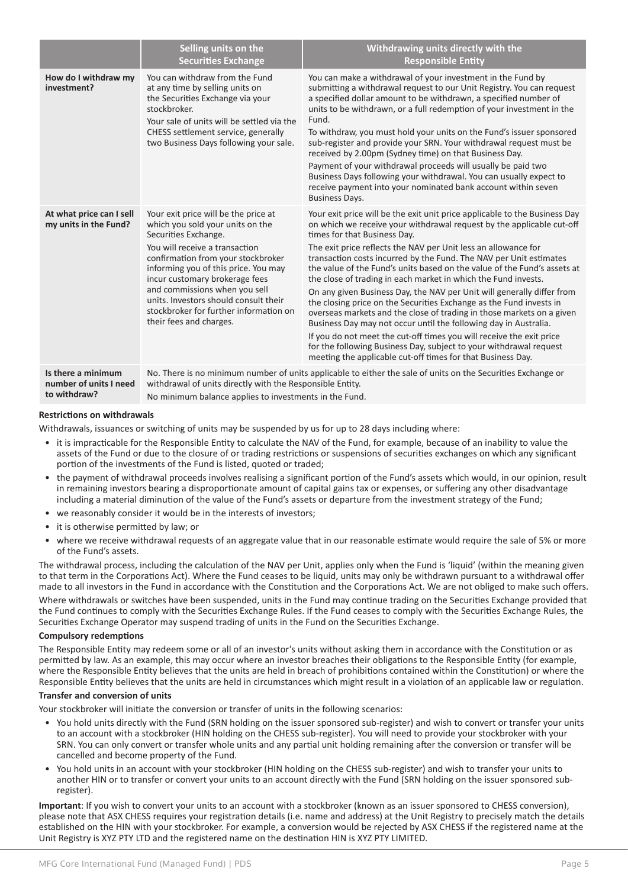| | Selling units on the Securities Exchange | Withdrawing units directly with the Responsible Entity |
|---|---|---|
| **How do I withdraw my investment?** | You can withdraw from the Fund at any time by selling units on the Securities Exchange via your stockbroker.<br>Your sale of units will be settled via the CHESS settlement service, generally two Business Days following your sale. | You can make a withdrawal of your investment in the Fund by submitting a withdrawal request to our Unit Registry. You can request a specified dollar amount to be withdrawn, a specified number of units to be withdrawn, or a full redemption of your investment in the Fund.<br>To withdraw, you must hold your units on the Fund's issuer sponsored sub-register and provide your SRN. Your withdrawal request must be received by 2.00pm (Sydney time) on that Business Day.<br>Payment of your withdrawal proceeds will usually be paid two Business Days following your withdrawal. You can usually expect to receive payment into your nominated bank account within seven Business Days. |
| **At what price can I sell my units in the Fund?** | Your exit price will be the price at which you sold your units on the Securities Exchange.<br>You will receive a transaction confirmation from your stockbroker informing you of this price. You may incur customary brokerage fees and commissions when you sell units. Investors should consult their stockbroker for further information on their fees and charges. | Your exit price will be the exit unit price applicable to the Business Day on which we receive your withdrawal request by the applicable cut-off times for that Business Day.<br>The exit price reflects the NAV per Unit less an allowance for transaction costs incurred by the Fund. The NAV per Unit estimates the value of the Fund's units based on the value of the Fund's assets at the close of trading in each market in which the Fund invests.<br>On any given Business Day, the NAV per Unit will generally differ from the closing price on the Securities Exchange as the Fund invests in overseas markets and the close of trading in those markets on a given Business Day may not occur until the following day in Australia.<br>If you do not meet the cut-off times you will receive the exit price for the following Business Day, subject to your withdrawal request meeting the applicable cut-off times for that Business Day. |
| **Is there a minimum number of units I need to withdraw?** | No. There is no minimum number of units applicable to either the sale of units on the Securities Exchange or withdrawal of units directly with the Responsible Entity.<br>No minimum balance applies to investments in the Fund. | |

**Restrictions on withdrawals**

Withdrawals, issuances or switching of units may be suspended by us for up to 28 days including where:

- it is impracticable for the Responsible Entity to calculate the NAV of the Fund, for example, because of an inability to value the assets of the Fund or due to the closure of or trading restrictions or suspensions of securities exchanges on which any significant portion of the investments of the Fund is listed, quoted or traded;
- the payment of withdrawal proceeds involves realising a significant portion of the Fund's assets which would, in our opinion, result in remaining investors bearing a disproportionate amount of capital gains tax or expenses, or suffering any other disadvantage including a material diminution of the value of the Fund's assets or departure from the investment strategy of the Fund;
- we reasonably consider it would be in the interests of investors;
- it is otherwise permitted by law; or
- where we receive withdrawal requests of an aggregate value that in our reasonable estimate would require the sale of 5% or more of the Fund's assets.

The withdrawal process, including the calculation of the NAV per Unit, applies only when the Fund is 'liquid' (within the meaning given to that term in the Corporations Act). Where the Fund ceases to be liquid, units may only be withdrawn pursuant to a withdrawal offer made to all investors in the Fund in accordance with the Constitution and the Corporations Act. We are not obliged to make such offers.

Where withdrawals or switches have been suspended, units in the Fund may continue trading on the Securities Exchange provided that the Fund continues to comply with the Securities Exchange Rules. If the Fund ceases to comply with the Securities Exchange Rules, the Securities Exchange Operator may suspend trading of units in the Fund on the Securities Exchange.

**Compulsory redemptions**

The Responsible Entity may redeem some or all of an investor's units without asking them in accordance with the Constitution or as permitted by law. As an example, this may occur where an investor breaches their obligations to the Responsible Entity (for example, where the Responsible Entity believes that the units are held in breach of prohibitions contained within the Constitution) or where the Responsible Entity believes that the units are held in circumstances which might result in a violation of an applicable law or regulation.

**Transfer and conversion of units**

Your stockbroker will initiate the conversion or transfer of units in the following scenarios:

- You hold units directly with the Fund (SRN holding on the issuer sponsored sub-register) and wish to convert or transfer your units to an account with a stockbroker (HIN holding on the CHESS sub-register). You will need to provide your stockbroker with your SRN. You can only convert or transfer whole units and any partial unit holding remaining after the conversion or transfer will be cancelled and become property of the Fund.
- You hold units in an account with your stockbroker (HIN holding on the CHESS sub-register) and wish to transfer your units to another HIN or to transfer or convert your units to an account directly with the Fund (SRN holding on the issuer sponsored sub-register).

**Important**: If you wish to convert your units to an account with a stockbroker (known as an issuer sponsored to CHESS conversion), please note that ASX CHESS requires your registration details (i.e. name and address) at the Unit Registry to precisely match the details established on the HIN with your stockbroker. For example, a conversion would be rejected by ASX CHESS if the registered name at the Unit Registry is XYZ PTY LTD and the registered name on the destination HIN is XYZ PTY LIMITED.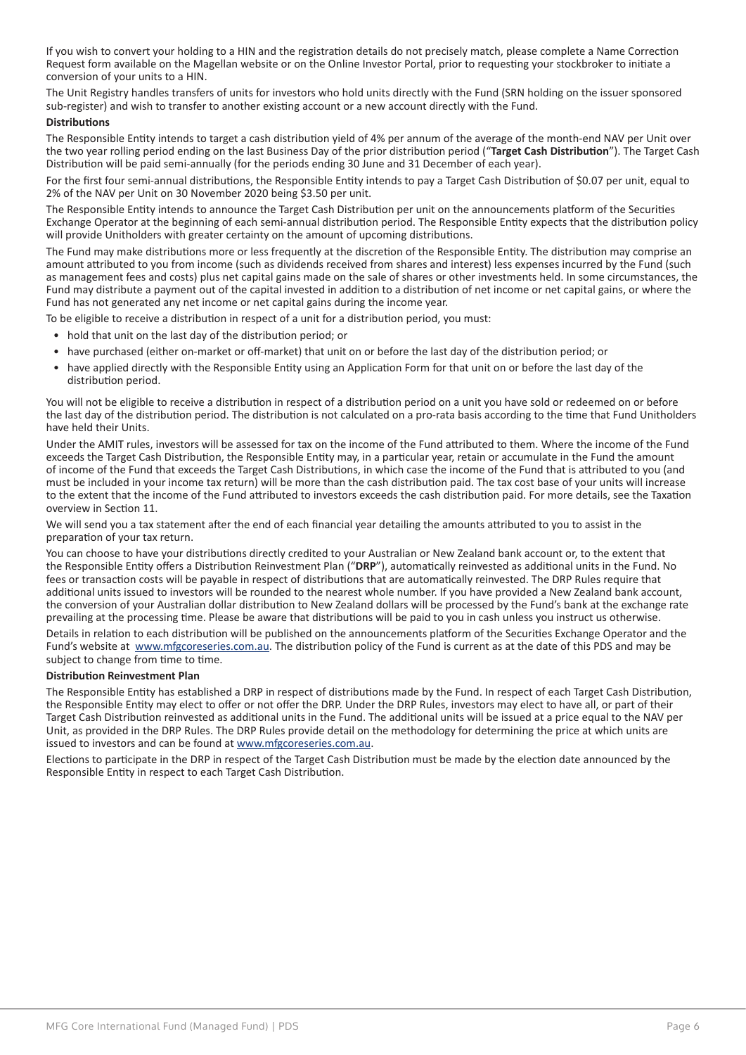If you wish to convert your holding to a HIN and the registration details do not precisely match, please complete a Name Correction Request form available on the Magellan website or on the Online Investor Portal, prior to requesting your stockbroker to initiate a conversion of your units to a HIN.

The Unit Registry handles transfers of units for investors who hold units directly with the Fund (SRN holding on the issuer sponsored sub-register) and wish to transfer to another existing account or a new account directly with the Fund.

**Distributions**

The Responsible Entity intends to target a cash distribution yield of 4% per annum of the average of the month-end NAV per Unit over the two year rolling period ending on the last Business Day of the prior distribution period ("**Target Cash Distribution**"). The Target Cash Distribution will be paid semi-annually (for the periods ending 30 June and 31 December of each year).

For the first four semi-annual distributions, the Responsible Entity intends to pay a Target Cash Distribution of $0.07 per unit, equal to 2% of the NAV per Unit on 30 November 2020 being $3.50 per unit.

The Responsible Entity intends to announce the Target Cash Distribution per unit on the announcements platform of the Securities Exchange Operator at the beginning of each semi-annual distribution period. The Responsible Entity expects that the distribution policy will provide Unitholders with greater certainty on the amount of upcoming distributions.

The Fund may make distributions more or less frequently at the discretion of the Responsible Entity. The distribution may comprise an amount attributed to you from income (such as dividends received from shares and interest) less expenses incurred by the Fund (such as management fees and costs) plus net capital gains made on the sale of shares or other investments held. In some circumstances, the Fund may distribute a payment out of the capital invested in addition to a distribution of net income or net capital gains, or where the Fund has not generated any net income or net capital gains during the income year.

To be eligible to receive a distribution in respect of a unit for a distribution period, you must:

- hold that unit on the last day of the distribution period; or
- have purchased (either on-market or off-market) that unit on or before the last day of the distribution period; or
- have applied directly with the Responsible Entity using an Application Form for that unit on or before the last day of the distribution period.

You will not be eligible to receive a distribution in respect of a distribution period on a unit you have sold or redeemed on or before the last day of the distribution period. The distribution is not calculated on a pro-rata basis according to the time that Fund Unitholders have held their Units.

Under the AMIT rules, investors will be assessed for tax on the income of the Fund attributed to them. Where the income of the Fund exceeds the Target Cash Distribution, the Responsible Entity may, in a particular year, retain or accumulate in the Fund the amount of income of the Fund that exceeds the Target Cash Distributions, in which case the income of the Fund that is attributed to you (and must be included in your income tax return) will be more than the cash distribution paid. The tax cost base of your units will increase to the extent that the income of the Fund attributed to investors exceeds the cash distribution paid. For more details, see the Taxation overview in Section 11.

We will send you a tax statement after the end of each financial year detailing the amounts attributed to you to assist in the preparation of your tax return.

You can choose to have your distributions directly credited to your Australian or New Zealand bank account or, to the extent that the Responsible Entity offers a Distribution Reinvestment Plan ("**DRP**"), automatically reinvested as additional units in the Fund. No fees or transaction costs will be payable in respect of distributions that are automatically reinvested. The DRP Rules require that additional units issued to investors will be rounded to the nearest whole number. If you have provided a New Zealand bank account, the conversion of your Australian dollar distribution to New Zealand dollars will be processed by the Fund's bank at the exchange rate prevailing at the processing time. Please be aware that distributions will be paid to you in cash unless you instruct us otherwise.

Details in relation to each distribution will be published on the announcements platform of the Securities Exchange Operator and the Fund's website at www.mfgcoreseries.com.au. The distribution policy of the Fund is current as at the date of this PDS and may be subject to change from time to time.

**Distribution Reinvestment Plan**

The Responsible Entity has established a DRP in respect of distributions made by the Fund. In respect of each Target Cash Distribution, the Responsible Entity may elect to offer or not offer the DRP. Under the DRP Rules, investors may elect to have all, or part of their Target Cash Distribution reinvested as additional units in the Fund. The additional units will be issued at a price equal to the NAV per Unit, as provided in the DRP Rules. The DRP Rules provide detail on the methodology for determining the price at which units are issued to investors and can be found at www.mfgcoreseries.com.au.

Elections to participate in the DRP in respect of the Target Cash Distribution must be made by the election date announced by the Responsible Entity in respect to each Target Cash Distribution.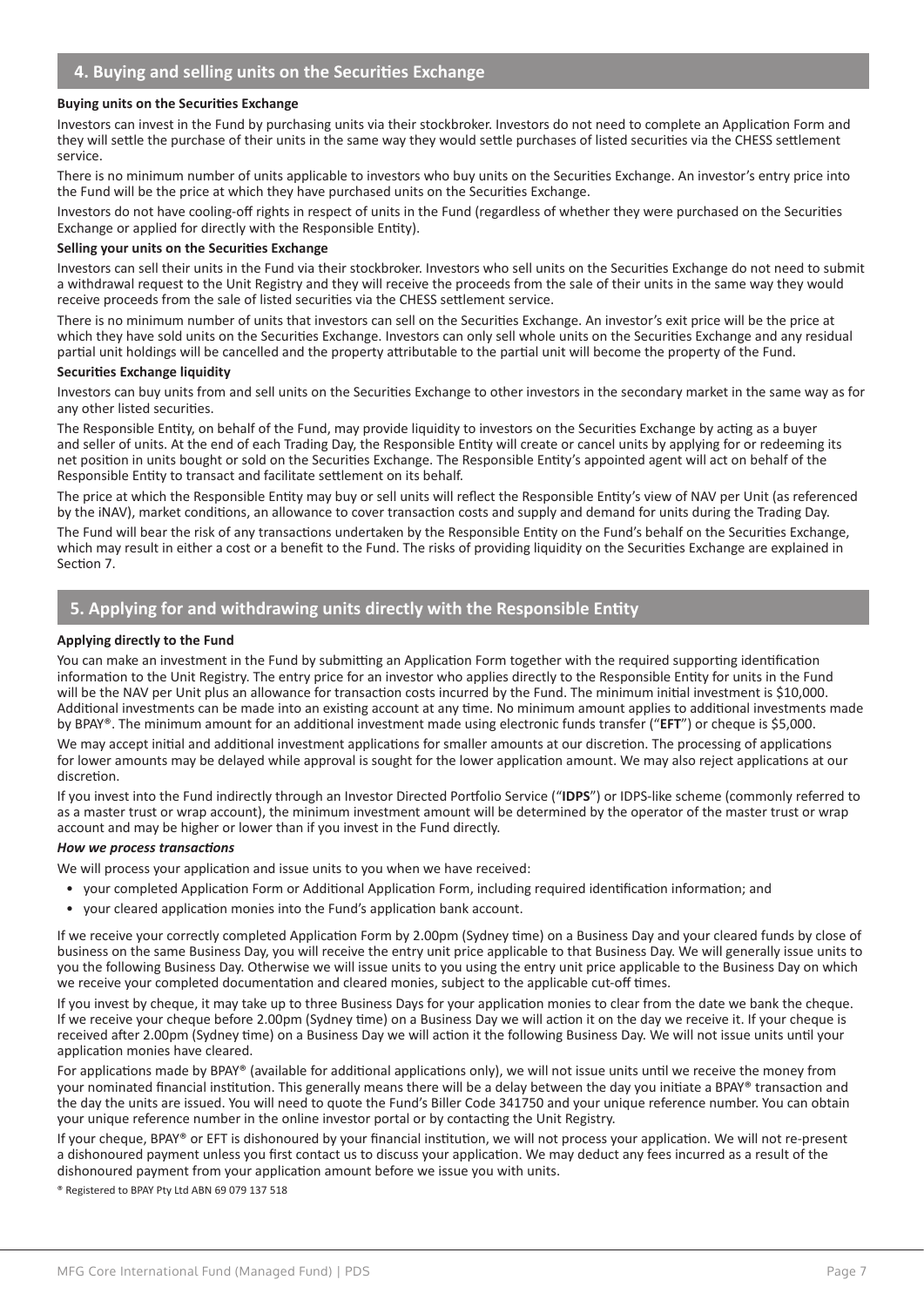## 4. Buying and selling units on the Securities Exchange

**Buying units on the Securities Exchange**

Investors can invest in the Fund by purchasing units via their stockbroker. Investors do not need to complete an Application Form and they will settle the purchase of their units in the same way they would settle purchases of listed securities via the CHESS settlement service.

There is no minimum number of units applicable to investors who buy units on the Securities Exchange. An investor's entry price into the Fund will be the price at which they have purchased units on the Securities Exchange.

Investors do not have cooling-off rights in respect of units in the Fund (regardless of whether they were purchased on the Securities Exchange or applied for directly with the Responsible Entity).

**Selling your units on the Securities Exchange**

Investors can sell their units in the Fund via their stockbroker. Investors who sell units on the Securities Exchange do not need to submit a withdrawal request to the Unit Registry and they will receive the proceeds from the sale of their units in the same way they would receive proceeds from the sale of listed securities via the CHESS settlement service.

There is no minimum number of units that investors can sell on the Securities Exchange. An investor's exit price will be the price at which they have sold units on the Securities Exchange. Investors can only sell whole units on the Securities Exchange and any residual partial unit holdings will be cancelled and the property attributable to the partial unit will become the property of the Fund.

**Securities Exchange liquidity**

Investors can buy units from and sell units on the Securities Exchange to other investors in the secondary market in the same way as for any other listed securities.

The Responsible Entity, on behalf of the Fund, may provide liquidity to investors on the Securities Exchange by acting as a buyer and seller of units. At the end of each Trading Day, the Responsible Entity will create or cancel units by applying for or redeeming its net position in units bought or sold on the Securities Exchange. The Responsible Entity's appointed agent will act on behalf of the Responsible Entity to transact and facilitate settlement on its behalf.

The price at which the Responsible Entity may buy or sell units will reflect the Responsible Entity's view of NAV per Unit (as referenced by the iNAV), market conditions, an allowance to cover transaction costs and supply and demand for units during the Trading Day.

The Fund will bear the risk of any transactions undertaken by the Responsible Entity on the Fund's behalf on the Securities Exchange, which may result in either a cost or a benefit to the Fund. The risks of providing liquidity on the Securities Exchange are explained in Section 7.

## 5. Applying for and withdrawing units directly with the Responsible Entity

**Applying directly to the Fund**

You can make an investment in the Fund by submitting an Application Form together with the required supporting identification information to the Unit Registry. The entry price for an investor who applies directly to the Responsible Entity for units in the Fund will be the NAV per Unit plus an allowance for transaction costs incurred by the Fund. The minimum initial investment is $10,000. Additional investments can be made into an existing account at any time. No minimum amount applies to additional investments made by BPAY®. The minimum amount for an additional investment made using electronic funds transfer ("**EFT**") or cheque is $5,000.

We may accept initial and additional investment applications for smaller amounts at our discretion. The processing of applications for lower amounts may be delayed while approval is sought for the lower application amount. We may also reject applications at our discretion.

If you invest into the Fund indirectly through an Investor Directed Portfolio Service ("**IDPS**") or IDPS-like scheme (commonly referred to as a master trust or wrap account), the minimum investment amount will be determined by the operator of the master trust or wrap account and may be higher or lower than if you invest in the Fund directly.

***How we process transactions***

We will process your application and issue units to you when we have received:

- your completed Application Form or Additional Application Form, including required identification information; and
- your cleared application monies into the Fund's application bank account.

If we receive your correctly completed Application Form by 2.00pm (Sydney time) on a Business Day and your cleared funds by close of business on the same Business Day, you will receive the entry unit price applicable to that Business Day. We will generally issue units to you the following Business Day. Otherwise we will issue units to you using the entry unit price applicable to the Business Day on which we receive your completed documentation and cleared monies, subject to the applicable cut-off times.

If you invest by cheque, it may take up to three Business Days for your application monies to clear from the date we bank the cheque. If we receive your cheque before 2.00pm (Sydney time) on a Business Day we will action it on the day we receive it. If your cheque is received after 2.00pm (Sydney time) on a Business Day we will action it the following Business Day. We will not issue units until your application monies have cleared.

For applications made by BPAY® (available for additional applications only), we will not issue units until we receive the money from your nominated financial institution. This generally means there will be a delay between the day you initiate a BPAY® transaction and the day the units are issued. You will need to quote the Fund's Biller Code 341750 and your unique reference number. You can obtain your unique reference number in the online investor portal or by contacting the Unit Registry.

If your cheque, BPAY® or EFT is dishonoured by your financial institution, we will not process your application. We will not re-present a dishonoured payment unless you first contact us to discuss your application. We may deduct any fees incurred as a result of the dishonoured payment from your application amount before we issue you with units.

® Registered to BPAY Pty Ltd ABN 69 079 137 518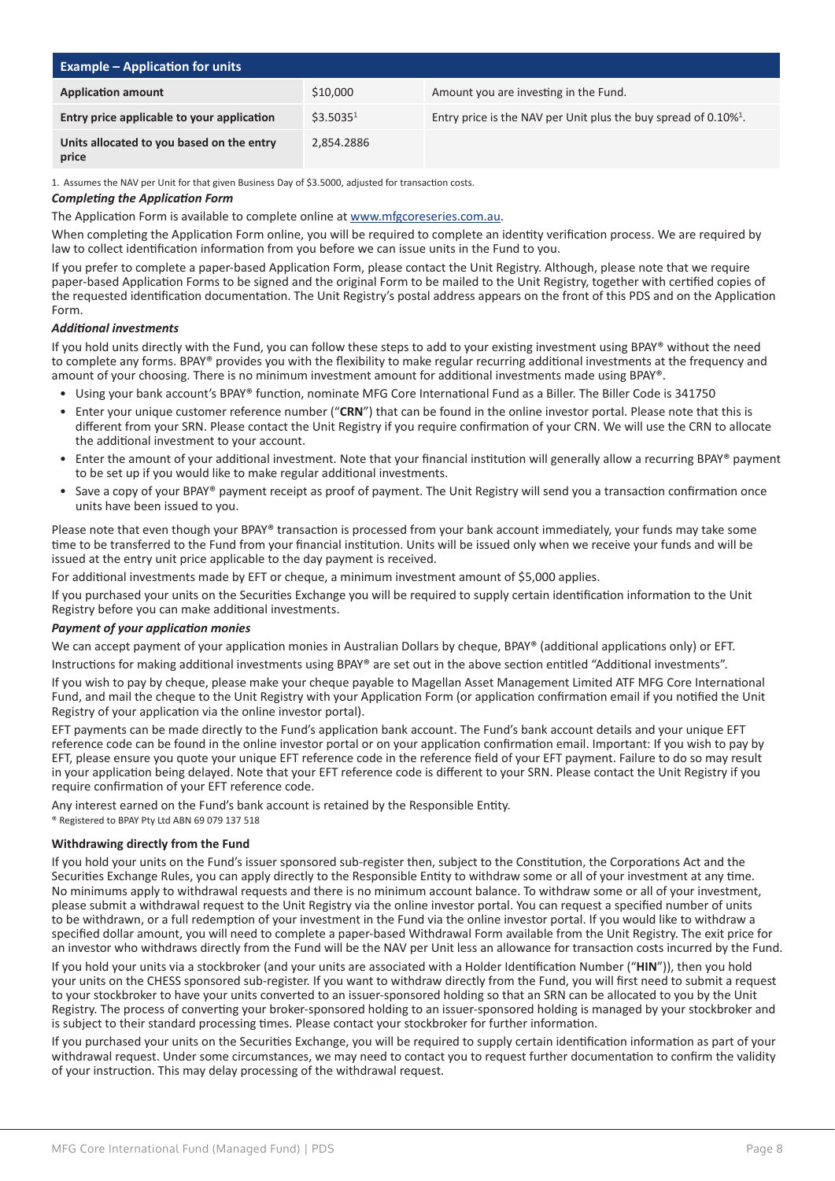| Example – Application for units | | |
|---|---|---|
| **Application amount** | $10,000 | Amount you are investing in the Fund. |
| **Entry price applicable to your application** | $3.5035[1] | Entry price is the NAV per Unit plus the buy spread of 0.10%[1]. |
| **Units allocated to you based on the entry price** | 2,854.2886 | |

1. Assumes the NAV per Unit for that given Business Day of $3.5000, adjusted for transaction costs.

***Completing the Application Form***

The Application Form is available to complete online at www.mfgcoreseries.com.au.

When completing the Application Form online, you will be required to complete an identity verification process. We are required by law to collect identification information from you before we can issue units in the Fund to you.

If you prefer to complete a paper-based Application Form, please contact the Unit Registry. Although, please note that we require paper-based Application Forms to be signed and the original Form to be mailed to the Unit Registry, together with certified copies of the requested identification documentation. The Unit Registry's postal address appears on the front of this PDS and on the Application Form.

***Additional investments***

If you hold units directly with the Fund, you can follow these steps to add to your existing investment using BPAY® without the need to complete any forms. BPAY® provides you with the flexibility to make regular recurring additional investments at the frequency and amount of your choosing. There is no minimum investment amount for additional investments made using BPAY®.

- Using your bank account's BPAY® function, nominate MFG Core International Fund as a Biller. The Biller Code is 341750
- Enter your unique customer reference number ("**CRN**") that can be found in the online investor portal. Please note that this is different from your SRN. Please contact the Unit Registry if you require confirmation of your CRN. We will use the CRN to allocate the additional investment to your account.
- Enter the amount of your additional investment. Note that your financial institution will generally allow a recurring BPAY® payment to be set up if you would like to make regular additional investments.
- Save a copy of your BPAY® payment receipt as proof of payment. The Unit Registry will send you a transaction confirmation once units have been issued to you.

Please note that even though your BPAY® transaction is processed from your bank account immediately, your funds may take some time to be transferred to the Fund from your financial institution. Units will be issued only when we receive your funds and will be issued at the entry unit price applicable to the day payment is received.

For additional investments made by EFT or cheque, a minimum investment amount of $5,000 applies.

If you purchased your units on the Securities Exchange you will be required to supply certain identification information to the Unit Registry before you can make additional investments.

***Payment of your application monies***

We can accept payment of your application monies in Australian Dollars by cheque, BPAY® (additional applications only) or EFT.

Instructions for making additional investments using BPAY® are set out in the above section entitled "Additional investments".

If you wish to pay by cheque, please make your cheque payable to Magellan Asset Management Limited ATF MFG Core International Fund, and mail the cheque to the Unit Registry with your Application Form (or application confirmation email if you notified the Unit Registry of your application via the online investor portal).

EFT payments can be made directly to the Fund's application bank account. The Fund's bank account details and your unique EFT reference code can be found in the online investor portal or on your application confirmation email. Important: If you wish to pay by EFT, please ensure you quote your unique EFT reference code in the reference field of your EFT payment. Failure to do so may result in your application being delayed. Note that your EFT reference code is different to your SRN. Please contact the Unit Registry if you require confirmation of your EFT reference code.

Any interest earned on the Fund's bank account is retained by the Responsible Entity.

® Registered to BPAY Pty Ltd ABN 69 079 137 518

**Withdrawing directly from the Fund**

If you hold your units on the Fund's issuer sponsored sub-register then, subject to the Constitution, the Corporations Act and the Securities Exchange Rules, you can apply directly to the Responsible Entity to withdraw some or all of your investment at any time. No minimums apply to withdrawal requests and there is no minimum account balance. To withdraw some or all of your investment, please submit a withdrawal request to the Unit Registry via the online investor portal. You can request a specified number of units to be withdrawn, or a full redemption of your investment in the Fund via the online investor portal. If you would like to withdraw a specified dollar amount, you will need to complete a paper-based Withdrawal Form available from the Unit Registry. The exit price for an investor who withdraws directly from the Fund will be the NAV per Unit less an allowance for transaction costs incurred by the Fund.

If you hold your units via a stockbroker (and your units are associated with a Holder Identification Number ("**HIN**")), then you hold your units on the CHESS sponsored sub-register. If you want to withdraw directly from the Fund, you will first need to submit a request to your stockbroker to have your units converted to an issuer-sponsored holding so that an SRN can be allocated to you by the Unit Registry. The process of converting your broker-sponsored holding to an issuer-sponsored holding is managed by your stockbroker and is subject to their standard processing times. Please contact your stockbroker for further information.

If you purchased your units on the Securities Exchange, you will be required to supply certain identification information as part of your withdrawal request. Under some circumstances, we may need to contact you to request further documentation to confirm the validity of your instruction. This may delay processing of the withdrawal request.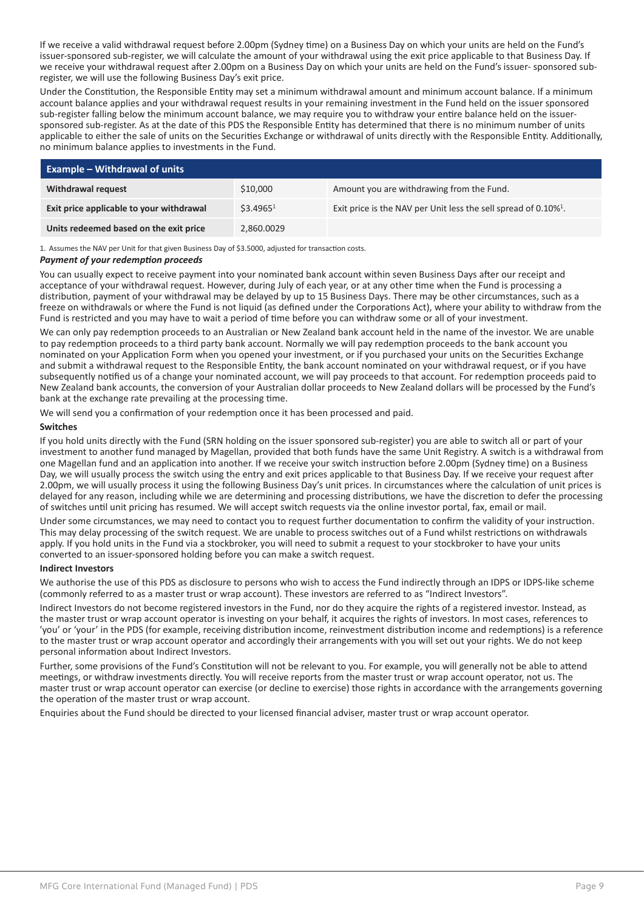If we receive a valid withdrawal request before 2.00pm (Sydney time) on a Business Day on which your units are held on the Fund's issuer-sponsored sub-register, we will calculate the amount of your withdrawal using the exit price applicable to that Business Day. If we receive your withdrawal request after 2.00pm on a Business Day on which your units are held on the Fund's issuer- sponsored sub-register, we will use the following Business Day's exit price.

Under the Constitution, the Responsible Entity may set a minimum withdrawal amount and minimum account balance. If a minimum account balance applies and your withdrawal request results in your remaining investment in the Fund held on the issuer sponsored sub-register falling below the minimum account balance, we may require you to withdraw your entire balance held on the issuer-sponsored sub-register. As at the date of this PDS the Responsible Entity has determined that there is no minimum number of units applicable to either the sale of units on the Securities Exchange or withdrawal of units directly with the Responsible Entity. Additionally, no minimum balance applies to investments in the Fund.

| Example – Withdrawal of units | | |
|---|---|---|
| **Withdrawal request** | $10,000 | Amount you are withdrawing from the Fund. |
| **Exit price applicable to your withdrawal** | $3.4965[1] | Exit price is the NAV per Unit less the sell spread of 0.10%[1]. |
| **Units redeemed based on the exit price** | 2,860.0029 | |

1. Assumes the NAV per Unit for that given Business Day of $3.5000, adjusted for transaction costs.

***Payment of your redemption proceeds***

You can usually expect to receive payment into your nominated bank account within seven Business Days after our receipt and acceptance of your withdrawal request. However, during July of each year, or at any other time when the Fund is processing a distribution, payment of your withdrawal may be delayed by up to 15 Business Days. There may be other circumstances, such as a freeze on withdrawals or where the Fund is not liquid (as defined under the Corporations Act), where your ability to withdraw from the Fund is restricted and you may have to wait a period of time before you can withdraw some or all of your investment.

We can only pay redemption proceeds to an Australian or New Zealand bank account held in the name of the investor. We are unable to pay redemption proceeds to a third party bank account. Normally we will pay redemption proceeds to the bank account you nominated on your Application Form when you opened your investment, or if you purchased your units on the Securities Exchange and submit a withdrawal request to the Responsible Entity, the bank account nominated on your withdrawal request, or if you have subsequently notified us of a change your nominated account, we will pay proceeds to that account. For redemption proceeds paid to New Zealand bank accounts, the conversion of your Australian dollar proceeds to New Zealand dollars will be processed by the Fund's bank at the exchange rate prevailing at the processing time.

We will send you a confirmation of your redemption once it has been processed and paid.

**Switches**

If you hold units directly with the Fund (SRN holding on the issuer sponsored sub-register) you are able to switch all or part of your investment to another fund managed by Magellan, provided that both funds have the same Unit Registry. A switch is a withdrawal from one Magellan fund and an application into another. If we receive your switch instruction before 2.00pm (Sydney time) on a Business Day, we will usually process the switch using the entry and exit prices applicable to that Business Day. If we receive your request after 2.00pm, we will usually process it using the following Business Day's unit prices. In circumstances where the calculation of unit prices is delayed for any reason, including while we are determining and processing distributions, we have the discretion to defer the processing of switches until unit pricing has resumed. We will accept switch requests via the online investor portal, fax, email or mail.

Under some circumstances, we may need to contact you to request further documentation to confirm the validity of your instruction. This may delay processing of the switch request. We are unable to process switches out of a Fund whilst restrictions on withdrawals apply. If you hold units in the Fund via a stockbroker, you will need to submit a request to your stockbroker to have your units converted to an issuer-sponsored holding before you can make a switch request.

**Indirect Investors**

We authorise the use of this PDS as disclosure to persons who wish to access the Fund indirectly through an IDPS or IDPS-like scheme (commonly referred to as a master trust or wrap account). These investors are referred to as "Indirect Investors".

Indirect Investors do not become registered investors in the Fund, nor do they acquire the rights of a registered investor. Instead, as the master trust or wrap account operator is investing on your behalf, it acquires the rights of investors. In most cases, references to 'you' or 'your' in the PDS (for example, receiving distribution income, reinvestment distribution income and redemptions) is a reference to the master trust or wrap account operator and accordingly their arrangements with you will set out your rights. We do not keep personal information about Indirect Investors.

Further, some provisions of the Fund's Constitution will not be relevant to you. For example, you will generally not be able to attend meetings, or withdraw investments directly. You will receive reports from the master trust or wrap account operator, not us. The master trust or wrap account operator can exercise (or decline to exercise) those rights in accordance with the arrangements governing the operation of the master trust or wrap account.

Enquiries about the Fund should be directed to your licensed financial adviser, master trust or wrap account operator.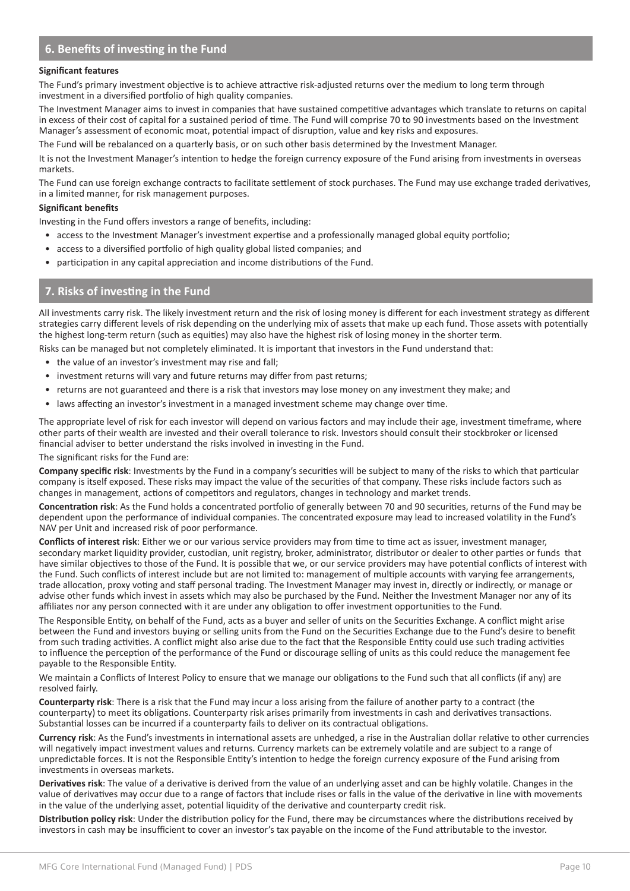## 6. Benefits of investing in the Fund

**Significant features**

The Fund's primary investment objective is to achieve attractive risk-adjusted returns over the medium to long term through investment in a diversified portfolio of high quality companies.

The Investment Manager aims to invest in companies that have sustained competitive advantages which translate to returns on capital in excess of their cost of capital for a sustained period of time. The Fund will comprise 70 to 90 investments based on the Investment Manager's assessment of economic moat, potential impact of disruption, value and key risks and exposures.

The Fund will be rebalanced on a quarterly basis, or on such other basis determined by the Investment Manager.

It is not the Investment Manager's intention to hedge the foreign currency exposure of the Fund arising from investments in overseas markets.

The Fund can use foreign exchange contracts to facilitate settlement of stock purchases. The Fund may use exchange traded derivatives, in a limited manner, for risk management purposes.

**Significant benefits**

Investing in the Fund offers investors a range of benefits, including:

- access to the Investment Manager's investment expertise and a professionally managed global equity portfolio;
- access to a diversified portfolio of high quality global listed companies; and
- participation in any capital appreciation and income distributions of the Fund.

## 7. Risks of investing in the Fund

All investments carry risk. The likely investment return and the risk of losing money is different for each investment strategy as different strategies carry different levels of risk depending on the underlying mix of assets that make up each fund. Those assets with potentially the highest long-term return (such as equities) may also have the highest risk of losing money in the shorter term.

Risks can be managed but not completely eliminated. It is important that investors in the Fund understand that:

- the value of an investor's investment may rise and fall;
- investment returns will vary and future returns may differ from past returns;
- returns are not guaranteed and there is a risk that investors may lose money on any investment they make; and
- laws affecting an investor's investment in a managed investment scheme may change over time.

The appropriate level of risk for each investor will depend on various factors and may include their age, investment timeframe, where other parts of their wealth are invested and their overall tolerance to risk. Investors should consult their stockbroker or licensed financial adviser to better understand the risks involved in investing in the Fund.

The significant risks for the Fund are:

**Company specific risk**: Investments by the Fund in a company's securities will be subject to many of the risks to which that particular company is itself exposed. These risks may impact the value of the securities of that company. These risks include factors such as changes in management, actions of competitors and regulators, changes in technology and market trends.

**Concentration risk**: As the Fund holds a concentrated portfolio of generally between 70 and 90 securities, returns of the Fund may be dependent upon the performance of individual companies. The concentrated exposure may lead to increased volatility in the Fund's NAV per Unit and increased risk of poor performance.

**Conflicts of interest risk**: Either we or our various service providers may from time to time act as issuer, investment manager, secondary market liquidity provider, custodian, unit registry, broker, administrator, distributor or dealer to other parties or funds that have similar objectives to those of the Fund. It is possible that we, or our service providers may have potential conflicts of interest with the Fund. Such conflicts of interest include but are not limited to: management of multiple accounts with varying fee arrangements, trade allocation, proxy voting and staff personal trading. The Investment Manager may invest in, directly or indirectly, or manage or advise other funds which invest in assets which may also be purchased by the Fund. Neither the Investment Manager nor any of its affiliates nor any person connected with it are under any obligation to offer investment opportunities to the Fund.

The Responsible Entity, on behalf of the Fund, acts as a buyer and seller of units on the Securities Exchange. A conflict might arise between the Fund and investors buying or selling units from the Fund on the Securities Exchange due to the Fund's desire to benefit from such trading activities. A conflict might also arise due to the fact that the Responsible Entity could use such trading activities to influence the perception of the performance of the Fund or discourage selling of units as this could reduce the management fee payable to the Responsible Entity.

We maintain a Conflicts of Interest Policy to ensure that we manage our obligations to the Fund such that all conflicts (if any) are resolved fairly.

**Counterparty risk**: There is a risk that the Fund may incur a loss arising from the failure of another party to a contract (the counterparty) to meet its obligations. Counterparty risk arises primarily from investments in cash and derivatives transactions. Substantial losses can be incurred if a counterparty fails to deliver on its contractual obligations.

**Currency risk**: As the Fund's investments in international assets are unhedged, a rise in the Australian dollar relative to other currencies will negatively impact investment values and returns. Currency markets can be extremely volatile and are subject to a range of unpredictable forces. It is not the Responsible Entity's intention to hedge the foreign currency exposure of the Fund arising from investments in overseas markets.

**Derivatives risk**: The value of a derivative is derived from the value of an underlying asset and can be highly volatile. Changes in the value of derivatives may occur due to a range of factors that include rises or falls in the value of the derivative in line with movements in the value of the underlying asset, potential liquidity of the derivative and counterparty credit risk.

**Distribution policy risk**: Under the distribution policy for the Fund, there may be circumstances where the distributions received by investors in cash may be insufficient to cover an investor's tax payable on the income of the Fund attributable to the investor.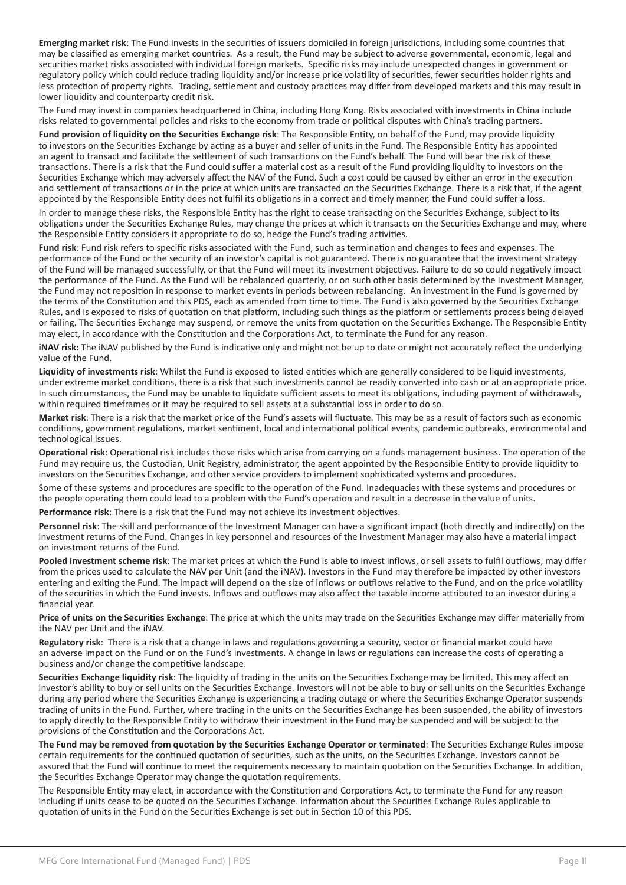**Emerging market risk**: The Fund invests in the securities of issuers domiciled in foreign jurisdictions, including some countries that may be classified as emerging market countries. As a result, the Fund may be subject to adverse governmental, economic, legal and securities market risks associated with individual foreign markets. Specific risks may include unexpected changes in government or regulatory policy which could reduce trading liquidity and/or increase price volatility of securities, fewer securities holder rights and less protection of property rights. Trading, settlement and custody practices may differ from developed markets and this may result in lower liquidity and counterparty credit risk.

The Fund may invest in companies headquartered in China, including Hong Kong. Risks associated with investments in China include risks related to governmental policies and risks to the economy from trade or political disputes with China's trading partners.

**Fund provision of liquidity on the Securities Exchange risk**: The Responsible Entity, on behalf of the Fund, may provide liquidity to investors on the Securities Exchange by acting as a buyer and seller of units in the Fund. The Responsible Entity has appointed an agent to transact and facilitate the settlement of such transactions on the Fund's behalf. The Fund will bear the risk of these transactions. There is a risk that the Fund could suffer a material cost as a result of the Fund providing liquidity to investors on the Securities Exchange which may adversely affect the NAV of the Fund. Such a cost could be caused by either an error in the execution and settlement of transactions or in the price at which units are transacted on the Securities Exchange. There is a risk that, if the agent appointed by the Responsible Entity does not fulfil its obligations in a correct and timely manner, the Fund could suffer a loss.

In order to manage these risks, the Responsible Entity has the right to cease transacting on the Securities Exchange, subject to its obligations under the Securities Exchange Rules, may change the prices at which it transacts on the Securities Exchange and may, where the Responsible Entity considers it appropriate to do so, hedge the Fund's trading activities.

**Fund risk**: Fund risk refers to specific risks associated with the Fund, such as termination and changes to fees and expenses. The performance of the Fund or the security of an investor's capital is not guaranteed. There is no guarantee that the investment strategy of the Fund will be managed successfully, or that the Fund will meet its investment objectives. Failure to do so could negatively impact the performance of the Fund. As the Fund will be rebalanced quarterly, or on such other basis determined by the Investment Manager, the Fund may not reposition in response to market events in periods between rebalancing. An investment in the Fund is governed by the terms of the Constitution and this PDS, each as amended from time to time. The Fund is also governed by the Securities Exchange Rules, and is exposed to risks of quotation on that platform, including such things as the platform or settlements process being delayed or failing. The Securities Exchange may suspend, or remove the units from quotation on the Securities Exchange. The Responsible Entity may elect, in accordance with the Constitution and the Corporations Act, to terminate the Fund for any reason.

**iNAV risk:** The iNAV published by the Fund is indicative only and might not be up to date or might not accurately reflect the underlying value of the Fund.

**Liquidity of investments risk**: Whilst the Fund is exposed to listed entities which are generally considered to be liquid investments, under extreme market conditions, there is a risk that such investments cannot be readily converted into cash or at an appropriate price. In such circumstances, the Fund may be unable to liquidate sufficient assets to meet its obligations, including payment of withdrawals, within required timeframes or it may be required to sell assets at a substantial loss in order to do so.

**Market risk**: There is a risk that the market price of the Fund's assets will fluctuate. This may be as a result of factors such as economic conditions, government regulations, market sentiment, local and international political events, pandemic outbreaks, environmental and technological issues.

**Operational risk**: Operational risk includes those risks which arise from carrying on a funds management business. The operation of the Fund may require us, the Custodian, Unit Registry, administrator, the agent appointed by the Responsible Entity to provide liquidity to investors on the Securities Exchange, and other service providers to implement sophisticated systems and procedures.

Some of these systems and procedures are specific to the operation of the Fund. Inadequacies with these systems and procedures or the people operating them could lead to a problem with the Fund's operation and result in a decrease in the value of units.

**Performance risk**: There is a risk that the Fund may not achieve its investment objectives.

**Personnel risk**: The skill and performance of the Investment Manager can have a significant impact (both directly and indirectly) on the investment returns of the Fund. Changes in key personnel and resources of the Investment Manager may also have a material impact on investment returns of the Fund.

**Pooled investment scheme risk**: The market prices at which the Fund is able to invest inflows, or sell assets to fulfil outflows, may differ from the prices used to calculate the NAV per Unit (and the iNAV). Investors in the Fund may therefore be impacted by other investors entering and exiting the Fund. The impact will depend on the size of inflows or outflows relative to the Fund, and on the price volatility of the securities in which the Fund invests. Inflows and outflows may also affect the taxable income attributed to an investor during a financial year.

**Price of units on the Securities Exchange**: The price at which the units may trade on the Securities Exchange may differ materially from the NAV per Unit and the iNAV.

**Regulatory risk**: There is a risk that a change in laws and regulations governing a security, sector or financial market could have an adverse impact on the Fund or on the Fund's investments. A change in laws or regulations can increase the costs of operating a business and/or change the competitive landscape.

**Securities Exchange liquidity risk**: The liquidity of trading in the units on the Securities Exchange may be limited. This may affect an investor's ability to buy or sell units on the Securities Exchange. Investors will not be able to buy or sell units on the Securities Exchange during any period where the Securities Exchange is experiencing a trading outage or where the Securities Exchange Operator suspends trading of units in the Fund. Further, where trading in the units on the Securities Exchange has been suspended, the ability of investors to apply directly to the Responsible Entity to withdraw their investment in the Fund may be suspended and will be subject to the provisions of the Constitution and the Corporations Act.

**The Fund may be removed from quotation by the Securities Exchange Operator or terminated**: The Securities Exchange Rules impose certain requirements for the continued quotation of securities, such as the units, on the Securities Exchange. Investors cannot be assured that the Fund will continue to meet the requirements necessary to maintain quotation on the Securities Exchange. In addition, the Securities Exchange Operator may change the quotation requirements.

The Responsible Entity may elect, in accordance with the Constitution and Corporations Act, to terminate the Fund for any reason including if units cease to be quoted on the Securities Exchange. Information about the Securities Exchange Rules applicable to quotation of units in the Fund on the Securities Exchange is set out in Section 10 of this PDS.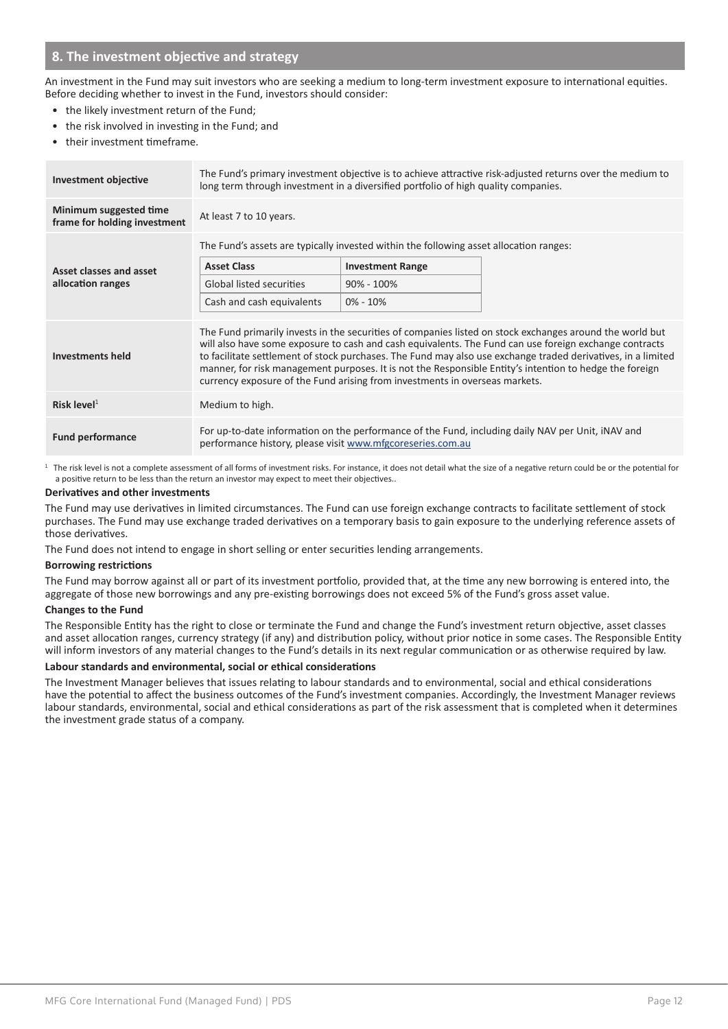## 8. The investment objective and strategy

An investment in the Fund may suit investors who are seeking a medium to long-term investment exposure to international equities. Before deciding whether to invest in the Fund, investors should consider:

- the likely investment return of the Fund;
- the risk involved in investing in the Fund; and
- their investment timeframe.

| | |
|---|---|
| **Investment objective** | The Fund's primary investment objective is to achieve attractive risk-adjusted returns over the medium to long term through investment in a diversified portfolio of high quality companies. |
| **Minimum suggested time frame for holding investment** | At least 7 to 10 years. |
| **Asset classes and asset allocation ranges** | The Fund's assets are typically invested within the following asset allocation ranges:<br>**Asset Class** – **Investment Range**<br>Global listed securities – 90% - 100%<br>Cash and cash equivalents – 0% - 10% |
| **Investments held** | The Fund primarily invests in the securities of companies listed on stock exchanges around the world but will also have some exposure to cash and cash equivalents. The Fund can use foreign exchange contracts to facilitate settlement of stock purchases. The Fund may also use exchange traded derivatives, in a limited manner, for risk management purposes. It is not the Responsible Entity's intention to hedge the foreign currency exposure of the Fund arising from investments in overseas markets. |
| **Risk level**[1] | Medium to high. |
| **Fund performance** | For up-to-date information on the performance of the Fund, including daily NAV per Unit, iNAV and performance history, please visit www.mfgcoreseries.com.au |

[1] The risk level is not a complete assessment of all forms of investment risks. For instance, it does not detail what the size of a negative return could be or the potential for a positive return to be less than the return an investor may expect to meet their objectives..

**Derivatives and other investments**

The Fund may use derivatives in limited circumstances. The Fund can use foreign exchange contracts to facilitate settlement of stock purchases. The Fund may use exchange traded derivatives on a temporary basis to gain exposure to the underlying reference assets of those derivatives.

The Fund does not intend to engage in short selling or enter securities lending arrangements.

**Borrowing restrictions**

The Fund may borrow against all or part of its investment portfolio, provided that, at the time any new borrowing is entered into, the aggregate of those new borrowings and any pre-existing borrowings does not exceed 5% of the Fund's gross asset value.

**Changes to the Fund**

The Responsible Entity has the right to close or terminate the Fund and change the Fund's investment return objective, asset classes and asset allocation ranges, currency strategy (if any) and distribution policy, without prior notice in some cases. The Responsible Entity will inform investors of any material changes to the Fund's details in its next regular communication or as otherwise required by law.

**Labour standards and environmental, social or ethical considerations**

The Investment Manager believes that issues relating to labour standards and to environmental, social and ethical considerations have the potential to affect the business outcomes of the Fund's investment companies. Accordingly, the Investment Manager reviews labour standards, environmental, social and ethical considerations as part of the risk assessment that is completed when it determines the investment grade status of a company.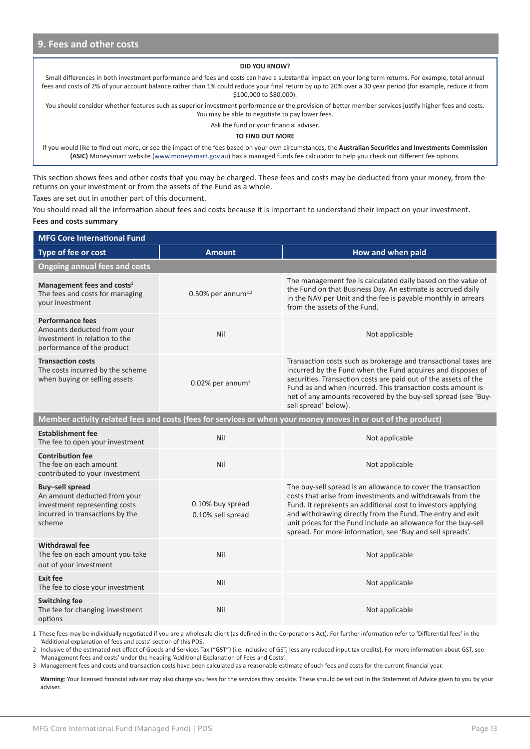## 9. Fees and other costs

**DID YOU KNOW?**

Small differences in both investment performance and fees and costs can have a substantial impact on your long term returns. For example, total annual fees and costs of 2% of your account balance rather than 1% could reduce your final return by up to 20% over a 30 year period (for example, reduce it from $100,000 to $80,000).

You should consider whether features such as superior investment performance or the provision of better member services justify higher fees and costs. You may be able to negotiate to pay lower fees.

Ask the fund or your financial adviser.

**TO FIND OUT MORE**

If you would like to find out more, or see the impact of the fees based on your own circumstances, the **Australian Securities and Investments Commission (ASIC)** Moneysmart website (www.moneysmart.gov.au) has a managed funds fee calculator to help you check out different fee options.

This section shows fees and other costs that you may be charged. These fees and costs may be deducted from your money, from the returns on your investment or from the assets of the Fund as a whole.

Taxes are set out in another part of this document.

You should read all the information about fees and costs because it is important to understand their impact on your investment.

**Fees and costs summary**

| MFG Core International Fund | | |
|---|---|---|
| **Type of fee or cost** | **Amount** | **How and when paid** |
| **Ongoing annual fees and costs** | | |
| **Management fees and costs**[1] The fees and costs for managing your investment | 0.50% per annum[2,3] | The management fee is calculated daily based on the value of the Fund on that Business Day. An estimate is accrued daily in the NAV per Unit and the fee is payable monthly in arrears from the assets of the Fund. |
| **Performance fees** Amounts deducted from your investment in relation to the performance of the product | Nil | Not applicable |
| **Transaction costs** The costs incurred by the scheme when buying or selling assets | 0.02% per annum[3] | Transaction costs such as brokerage and transactional taxes are incurred by the Fund when the Fund acquires and disposes of securities. Transaction costs are paid out of the assets of the Fund as and when incurred. This transaction costs amount is net of any amounts recovered by the buy-sell spread (see 'Buy-sell spread' below). |
| **Member activity related fees and costs (fees for services or when your money moves in or out of the product)** | | |
| **Establishment fee** The fee to open your investment | Nil | Not applicable |
| **Contribution fee** The fee on each amount contributed to your investment | Nil | Not applicable |
| **Buy–sell spread** An amount deducted from your investment representing costs incurred in transactions by the scheme | 0.10% buy spread<br>0.10% sell spread | The buy-sell spread is an allowance to cover the transaction costs that arise from investments and withdrawals from the Fund. It represents an additional cost to investors applying and withdrawing directly from the Fund. The entry and exit unit prices for the Fund include an allowance for the buy-sell spread. For more information, see 'Buy and sell spreads'. |
| **Withdrawal fee** The fee on each amount you take out of your investment | Nil | Not applicable |
| **Exit fee** The fee to close your investment | Nil | Not applicable |
| **Switching fee** The fee for changing investment options | Nil | Not applicable |

1 These fees may be individually negotiated if you are a wholesale client (as defined in the Corporations Act). For further information refer to 'Differential fees' in the 'Additional explanation of fees and costs' section of this PDS.

2 Inclusive of the estimated net effect of Goods and Services Tax ("**GST**") (i.e. inclusive of GST, less any reduced input tax credits). For more information about GST, see 'Management fees and costs' under the heading 'Additional Explanation of Fees and Costs'.

3 Management fees and costs and transaction costs have been calculated as a reasonable estimate of such fees and costs for the current financial year.

**Warning**: Your licensed financial adviser may also charge you fees for the services they provide. These should be set out in the Statement of Advice given to you by your adviser.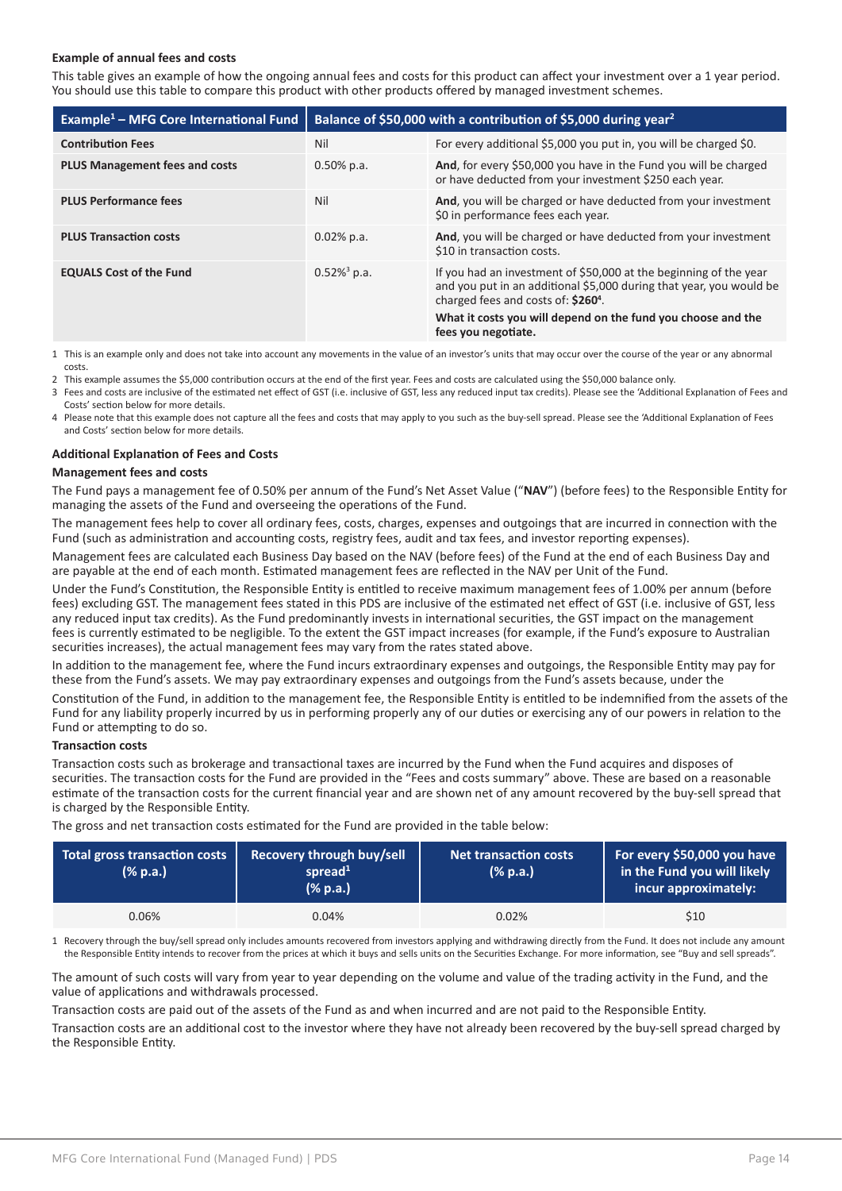### Example of annual fees and costs

This table gives an example of how the ongoing annual fees and costs for this product can affect your investment over a 1 year period. You should use this table to compare this product with other products offered by managed investment schemes.

| Example[1] – MFG Core International Fund | Balance of $50,000 with a contribution of $5,000 during year[2] | |
|---|---|---|
| **Contribution Fees** | Nil | For every additional $5,000 you put in, you will be charged $0. |
| **PLUS Management fees and costs** | 0.50% p.a. | **And**, for every $50,000 you have in the Fund you will be charged or have deducted from your investment $250 each year. |
| **PLUS Performance fees** | Nil | **And**, you will be charged or have deducted from your investment $0 in performance fees each year. |
| **PLUS Transaction costs** | 0.02% p.a. | **And**, you will be charged or have deducted from your investment $10 in transaction costs. |
| **EQUALS Cost of the Fund** | 0.52%[3] p.a. | If you had an investment of $50,000 at the beginning of the year and you put in an additional $5,000 during that year, you would be charged fees and costs of: **$260**[4]. **What it costs you will depend on the fund you choose and the fees you negotiate.** |

1 This is an example only and does not take into account any movements in the value of an investor's units that may occur over the course of the year or any abnormal costs.

2 This example assumes the $5,000 contribution occurs at the end of the first year. Fees and costs are calculated using the $50,000 balance only.

3 Fees and costs are inclusive of the estimated net effect of GST (i.e. inclusive of GST, less any reduced input tax credits). Please see the 'Additional Explanation of Fees and Costs' section below for more details.

4 Please note that this example does not capture all the fees and costs that may apply to you such as the buy-sell spread. Please see the 'Additional Explanation of Fees and Costs' section below for more details.

### Additional Explanation of Fees and Costs

#### Management fees and costs

The Fund pays a management fee of 0.50% per annum of the Fund's Net Asset Value ("**NAV**") (before fees) to the Responsible Entity for managing the assets of the Fund and overseeing the operations of the Fund.

The management fees help to cover all ordinary fees, costs, charges, expenses and outgoings that are incurred in connection with the Fund (such as administration and accounting costs, registry fees, audit and tax fees, and investor reporting expenses).

Management fees are calculated each Business Day based on the NAV (before fees) of the Fund at the end of each Business Day and are payable at the end of each month. Estimated management fees are reflected in the NAV per Unit of the Fund.

Under the Fund's Constitution, the Responsible Entity is entitled to receive maximum management fees of 1.00% per annum (before fees) excluding GST. The management fees stated in this PDS are inclusive of the estimated net effect of GST (i.e. inclusive of GST, less any reduced input tax credits). As the Fund predominantly invests in international securities, the GST impact on the management fees is currently estimated to be negligible. To the extent the GST impact increases (for example, if the Fund's exposure to Australian securities increases), the actual management fees may vary from the rates stated above.

In addition to the management fee, where the Fund incurs extraordinary expenses and outgoings, the Responsible Entity may pay for these from the Fund's assets. We may pay extraordinary expenses and outgoings from the Fund's assets because, under the Constitution of the Fund, in addition to the management fee, the Responsible Entity is entitled to be indemnified from the assets of the Fund for any liability properly incurred by us in performing properly any of our duties or exercising any of our powers in relation to the Fund or attempting to do so.

#### Transaction costs

Transaction costs such as brokerage and transactional taxes are incurred by the Fund when the Fund acquires and disposes of securities. The transaction costs for the Fund are provided in the "Fees and costs summary" above. These are based on a reasonable estimate of the transaction costs for the current financial year and are shown net of any amount recovered by the buy-sell spread that is charged by the Responsible Entity.

The gross and net transaction costs estimated for the Fund are provided in the table below:

| Total gross transaction costs (% p.a.) | Recovery through buy/sell spread[1] (% p.a.) | Net transaction costs (% p.a.) | For every $50,000 you have in the Fund you will likely incur approximately: |
|---|---|---|---|
| 0.06% | 0.04% | 0.02% | $10 |

1 Recovery through the buy/sell spread only includes amounts recovered from investors applying and withdrawing directly from the Fund. It does not include any amount the Responsible Entity intends to recover from the prices at which it buys and sells units on the Securities Exchange. For more information, see "Buy and sell spreads".

The amount of such costs will vary from year to year depending on the volume and value of the trading activity in the Fund, and the value of applications and withdrawals processed.

Transaction costs are paid out of the assets of the Fund as and when incurred and are not paid to the Responsible Entity.

Transaction costs are an additional cost to the investor where they have not already been recovered by the buy-sell spread charged by the Responsible Entity.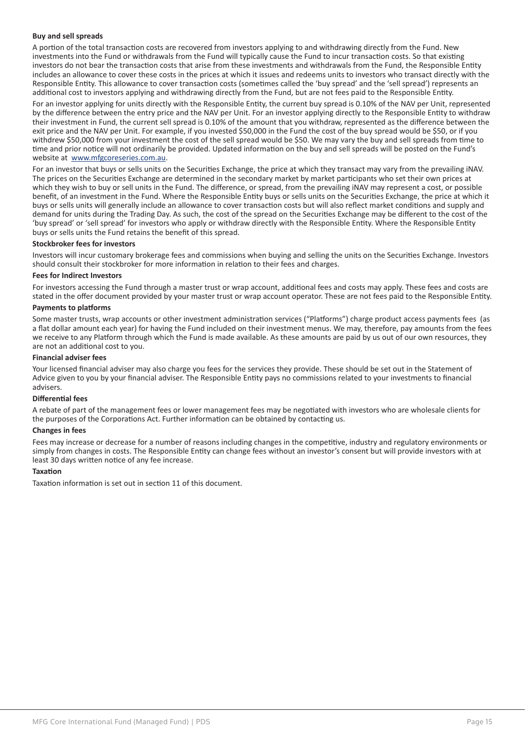**Buy and sell spreads**

A portion of the total transaction costs are recovered from investors applying to and withdrawing directly from the Fund. New investments into the Fund or withdrawals from the Fund will typically cause the Fund to incur transaction costs. So that existing investors do not bear the transaction costs that arise from these investments and withdrawals from the Fund, the Responsible Entity includes an allowance to cover these costs in the prices at which it issues and redeems units to investors who transact directly with the Responsible Entity. This allowance to cover transaction costs (sometimes called the 'buy spread' and the 'sell spread') represents an additional cost to investors applying and withdrawing directly from the Fund, but are not fees paid to the Responsible Entity.

For an investor applying for units directly with the Responsible Entity, the current buy spread is 0.10% of the NAV per Unit, represented by the difference between the entry price and the NAV per Unit. For an investor applying directly to the Responsible Entity to withdraw their investment in Fund, the current sell spread is 0.10% of the amount that you withdraw, represented as the difference between the exit price and the NAV per Unit. For example, if you invested $50,000 in the Fund the cost of the buy spread would be $50, or if you withdrew $50,000 from your investment the cost of the sell spread would be $50. We may vary the buy and sell spreads from time to time and prior notice will not ordinarily be provided. Updated information on the buy and sell spreads will be posted on the Fund's website at www.mfgcoreseries.com.au.

For an investor that buys or sells units on the Securities Exchange, the price at which they transact may vary from the prevailing iNAV. The prices on the Securities Exchange are determined in the secondary market by market participants who set their own prices at which they wish to buy or sell units in the Fund. The difference, or spread, from the prevailing iNAV may represent a cost, or possible benefit, of an investment in the Fund. Where the Responsible Entity buys or sells units on the Securities Exchange, the price at which it buys or sells units will generally include an allowance to cover transaction costs but will also reflect market conditions and supply and demand for units during the Trading Day. As such, the cost of the spread on the Securities Exchange may be different to the cost of the 'buy spread' or 'sell spread' for investors who apply or withdraw directly with the Responsible Entity. Where the Responsible Entity buys or sells units the Fund retains the benefit of this spread.

**Stockbroker fees for investors**

Investors will incur customary brokerage fees and commissions when buying and selling the units on the Securities Exchange. Investors should consult their stockbroker for more information in relation to their fees and charges.

**Fees for Indirect Investors**

For investors accessing the Fund through a master trust or wrap account, additional fees and costs may apply. These fees and costs are stated in the offer document provided by your master trust or wrap account operator. These are not fees paid to the Responsible Entity.

**Payments to platforms**

Some master trusts, wrap accounts or other investment administration services ("Platforms") charge product access payments fees (as a flat dollar amount each year) for having the Fund included on their investment menus. We may, therefore, pay amounts from the fees we receive to any Platform through which the Fund is made available. As these amounts are paid by us out of our own resources, they are not an additional cost to you.

**Financial adviser fees**

Your licensed financial adviser may also charge you fees for the services they provide. These should be set out in the Statement of Advice given to you by your financial adviser. The Responsible Entity pays no commissions related to your investments to financial advisers.

**Differential fees**

A rebate of part of the management fees or lower management fees may be negotiated with investors who are wholesale clients for the purposes of the Corporations Act. Further information can be obtained by contacting us.

**Changes in fees**

Fees may increase or decrease for a number of reasons including changes in the competitive, industry and regulatory environments or simply from changes in costs. The Responsible Entity can change fees without an investor's consent but will provide investors with at least 30 days written notice of any fee increase.

**Taxation**

Taxation information is set out in section 11 of this document.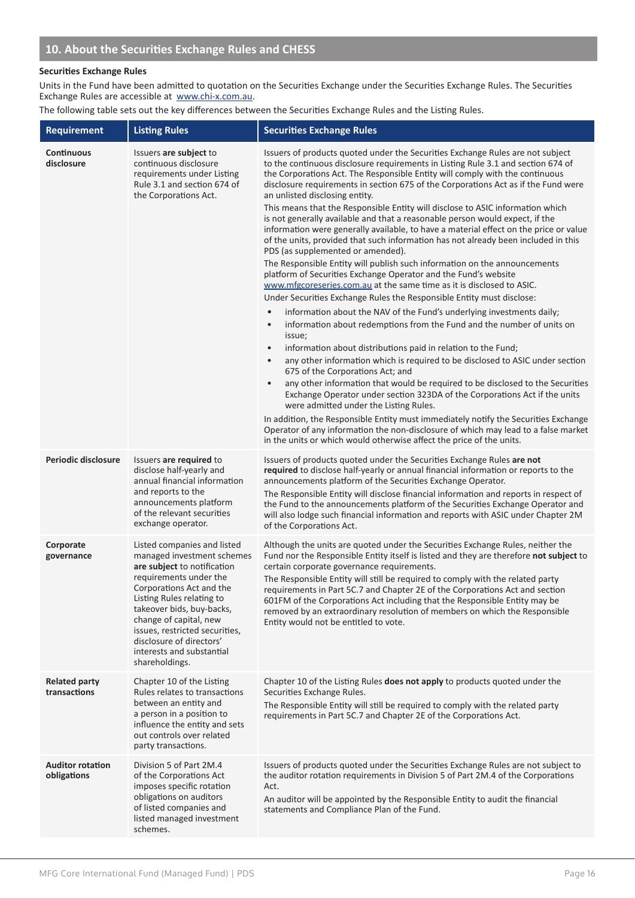## 10. About the Securities Exchange Rules and CHESS

### Securities Exchange Rules

Units in the Fund have been admitted to quotation on the Securities Exchange under the Securities Exchange Rules. The Securities Exchange Rules are accessible at www.chi-x.com.au.

The following table sets out the key differences between the Securities Exchange Rules and the Listing Rules.

| Requirement | Listing Rules | Securities Exchange Rules |
|---|---|---|
| **Continuous disclosure** | Issuers **are subject** to continuous disclosure requirements under Listing Rule 3.1 and section 674 of the Corporations Act. | Issuers of products quoted under the Securities Exchange Rules are not subject to the continuous disclosure requirements in Listing Rule 3.1 and section 674 of the Corporations Act. The Responsible Entity will comply with the continuous disclosure requirements in section 675 of the Corporations Act as if the Fund were an unlisted disclosing entity.<br>This means that the Responsible Entity will disclose to ASIC information which is not generally available and that a reasonable person would expect, if the information were generally available, to have a material effect on the price or value of the units, provided that such information has not already been included in this PDS (as supplemented or amended).<br>The Responsible Entity will publish such information on the announcements platform of Securities Exchange Operator and the Fund's website www.mfgcoreseries.com.au at the same time as it is disclosed to ASIC.<br>Under Securities Exchange Rules the Responsible Entity must disclose:<br>• information about the NAV of the Fund's underlying investments daily;<br>• information about redemptions from the Fund and the number of units on issue;<br>• information about distributions paid in relation to the Fund;<br>• any other information which is required to be disclosed to ASIC under section 675 of the Corporations Act; and<br>• any other information that would be required to be disclosed to the Securities Exchange Operator under section 323DA of the Corporations Act if the units were admitted under the Listing Rules.<br>In addition, the Responsible Entity must immediately notify the Securities Exchange Operator of any information the non-disclosure of which may lead to a false market in the units or which would otherwise affect the price of the units. |
| **Periodic disclosure** | Issuers **are required** to disclose half-yearly and annual financial information and reports to the announcements platform of the relevant securities exchange operator. | Issuers of products quoted under the Securities Exchange Rules **are not required** to disclose half-yearly or annual financial information or reports to the announcements platform of the Securities Exchange Operator.<br>The Responsible Entity will disclose financial information and reports in respect of the Fund to the announcements platform of the Securities Exchange Operator and will also lodge such financial information and reports with ASIC under Chapter 2M of the Corporations Act. |
| **Corporate governance** | Listed companies and listed managed investment schemes **are subject** to notification requirements under the Corporations Act and the Listing Rules relating to takeover bids, buy-backs, change of capital, new issues, restricted securities, disclosure of directors' interests and substantial shareholdings. | Although the units are quoted under the Securities Exchange Rules, neither the Fund nor the Responsible Entity itself is listed and they are therefore **not subject** to certain corporate governance requirements.<br>The Responsible Entity will still be required to comply with the related party requirements in Part 5C.7 and Chapter 2E of the Corporations Act and section 601FM of the Corporations Act including that the Responsible Entity may be removed by an extraordinary resolution of members on which the Responsible Entity would not be entitled to vote. |
| **Related party transactions** | Chapter 10 of the Listing Rules relates to transactions between an entity and a person in a position to influence the entity and sets out controls over related party transactions. | Chapter 10 of the Listing Rules **does not apply** to products quoted under the Securities Exchange Rules.<br>The Responsible Entity will still be required to comply with the related party requirements in Part 5C.7 and Chapter 2E of the Corporations Act. |
| **Auditor rotation obligations** | Division 5 of Part 2M.4 of the Corporations Act imposes specific rotation obligations on auditors of listed companies and listed managed investment schemes. | Issuers of products quoted under the Securities Exchange Rules are not subject to the auditor rotation requirements in Division 5 of Part 2M.4 of the Corporations Act.<br>An auditor will be appointed by the Responsible Entity to audit the financial statements and Compliance Plan of the Fund. |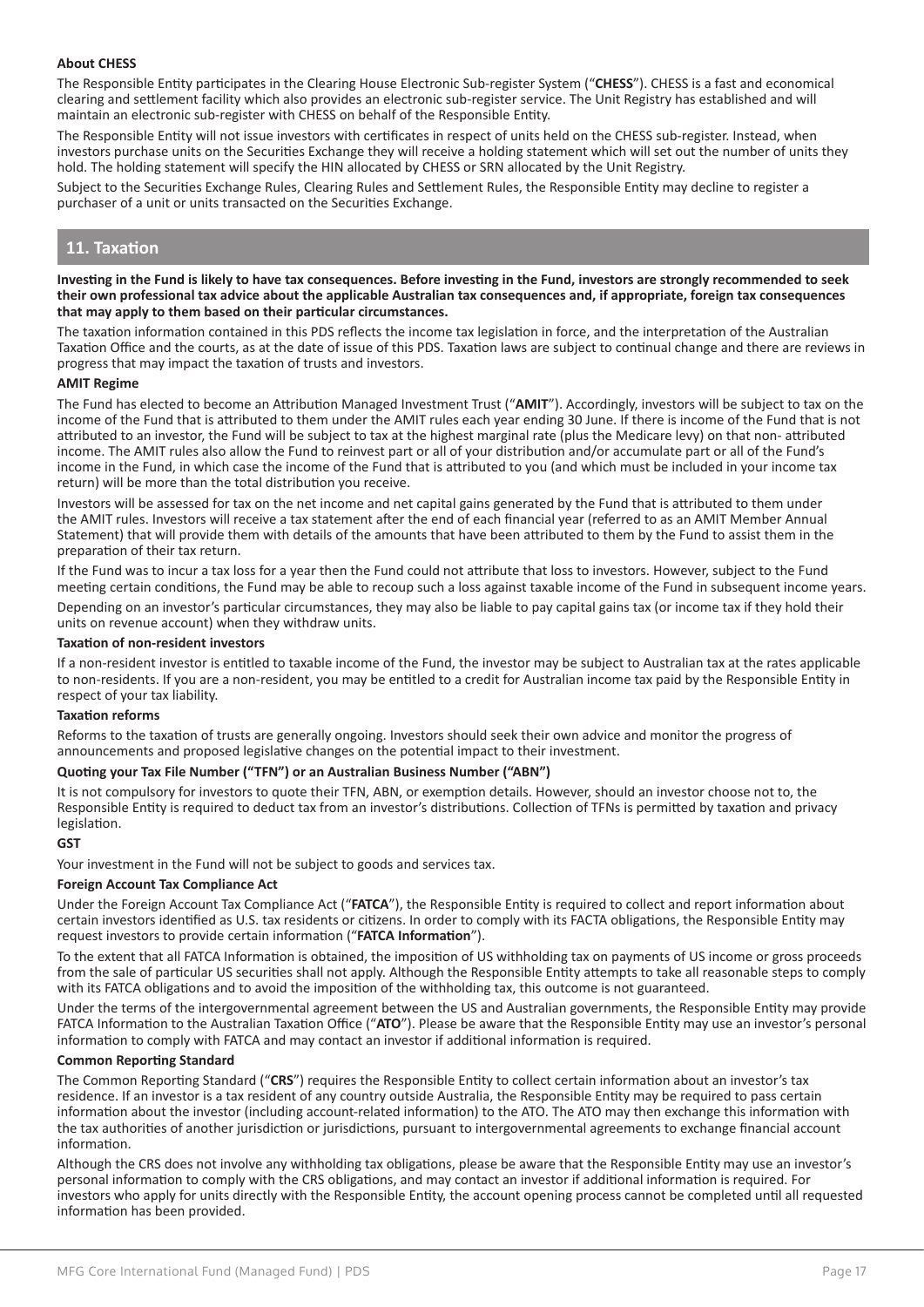**About CHESS**

The Responsible Entity participates in the Clearing House Electronic Sub-register System ("**CHESS**"). CHESS is a fast and economical clearing and settlement facility which also provides an electronic sub-register service. The Unit Registry has established and will maintain an electronic sub-register with CHESS on behalf of the Responsible Entity.

The Responsible Entity will not issue investors with certificates in respect of units held on the CHESS sub-register. Instead, when investors purchase units on the Securities Exchange they will receive a holding statement which will set out the number of units they hold. The holding statement will specify the HIN allocated by CHESS or SRN allocated by the Unit Registry.

Subject to the Securities Exchange Rules, Clearing Rules and Settlement Rules, the Responsible Entity may decline to register a purchaser of a unit or units transacted on the Securities Exchange.

## 11. Taxation

**Investing in the Fund is likely to have tax consequences. Before investing in the Fund, investors are strongly recommended to seek their own professional tax advice about the applicable Australian tax consequences and, if appropriate, foreign tax consequences that may apply to them based on their particular circumstances.**

The taxation information contained in this PDS reflects the income tax legislation in force, and the interpretation of the Australian Taxation Office and the courts, as at the date of issue of this PDS. Taxation laws are subject to continual change and there are reviews in progress that may impact the taxation of trusts and investors.

**AMIT Regime**

The Fund has elected to become an Attribution Managed Investment Trust ("**AMIT**"). Accordingly, investors will be subject to tax on the income of the Fund that is attributed to them under the AMIT rules each year ending 30 June. If there is income of the Fund that is not attributed to an investor, the Fund will be subject to tax at the highest marginal rate (plus the Medicare levy) on that non- attributed income. The AMIT rules also allow the Fund to reinvest part or all of your distribution and/or accumulate part or all of the Fund's income in the Fund, in which case the income of the Fund that is attributed to you (and which must be included in your income tax return) will be more than the total distribution you receive.

Investors will be assessed for tax on the net income and net capital gains generated by the Fund that is attributed to them under the AMIT rules. Investors will receive a tax statement after the end of each financial year (referred to as an AMIT Member Annual Statement) that will provide them with details of the amounts that have been attributed to them by the Fund to assist them in the preparation of their tax return.

If the Fund was to incur a tax loss for a year then the Fund could not attribute that loss to investors. However, subject to the Fund meeting certain conditions, the Fund may be able to recoup such a loss against taxable income of the Fund in subsequent income years.

Depending on an investor's particular circumstances, they may also be liable to pay capital gains tax (or income tax if they hold their units on revenue account) when they withdraw units.

**Taxation of non-resident investors**

If a non-resident investor is entitled to taxable income of the Fund, the investor may be subject to Australian tax at the rates applicable to non-residents. If you are a non-resident, you may be entitled to a credit for Australian income tax paid by the Responsible Entity in respect of your tax liability.

**Taxation reforms**

Reforms to the taxation of trusts are generally ongoing. Investors should seek their own advice and monitor the progress of announcements and proposed legislative changes on the potential impact to their investment.

**Quoting your Tax File Number ("TFN") or an Australian Business Number ("ABN")**

It is not compulsory for investors to quote their TFN, ABN, or exemption details. However, should an investor choose not to, the Responsible Entity is required to deduct tax from an investor's distributions. Collection of TFNs is permitted by taxation and privacy legislation.

**GST**

Your investment in the Fund will not be subject to goods and services tax.

**Foreign Account Tax Compliance Act**

Under the Foreign Account Tax Compliance Act ("**FATCA**"), the Responsible Entity is required to collect and report information about certain investors identified as U.S. tax residents or citizens. In order to comply with its FACTA obligations, the Responsible Entity may request investors to provide certain information ("**FATCA Information**").

To the extent that all FATCA Information is obtained, the imposition of US withholding tax on payments of US income or gross proceeds from the sale of particular US securities shall not apply. Although the Responsible Entity attempts to take all reasonable steps to comply with its FATCA obligations and to avoid the imposition of the withholding tax, this outcome is not guaranteed.

Under the terms of the intergovernmental agreement between the US and Australian governments, the Responsible Entity may provide FATCA Information to the Australian Taxation Office ("**ATO**"). Please be aware that the Responsible Entity may use an investor's personal information to comply with FATCA and may contact an investor if additional information is required.

**Common Reporting Standard**

The Common Reporting Standard ("**CRS**") requires the Responsible Entity to collect certain information about an investor's tax residence. If an investor is a tax resident of any country outside Australia, the Responsible Entity may be required to pass certain information about the investor (including account-related information) to the ATO. The ATO may then exchange this information with the tax authorities of another jurisdiction or jurisdictions, pursuant to intergovernmental agreements to exchange financial account information.

Although the CRS does not involve any withholding tax obligations, please be aware that the Responsible Entity may use an investor's personal information to comply with the CRS obligations, and may contact an investor if additional information is required. For investors who apply for units directly with the Responsible Entity, the account opening process cannot be completed until all requested information has been provided.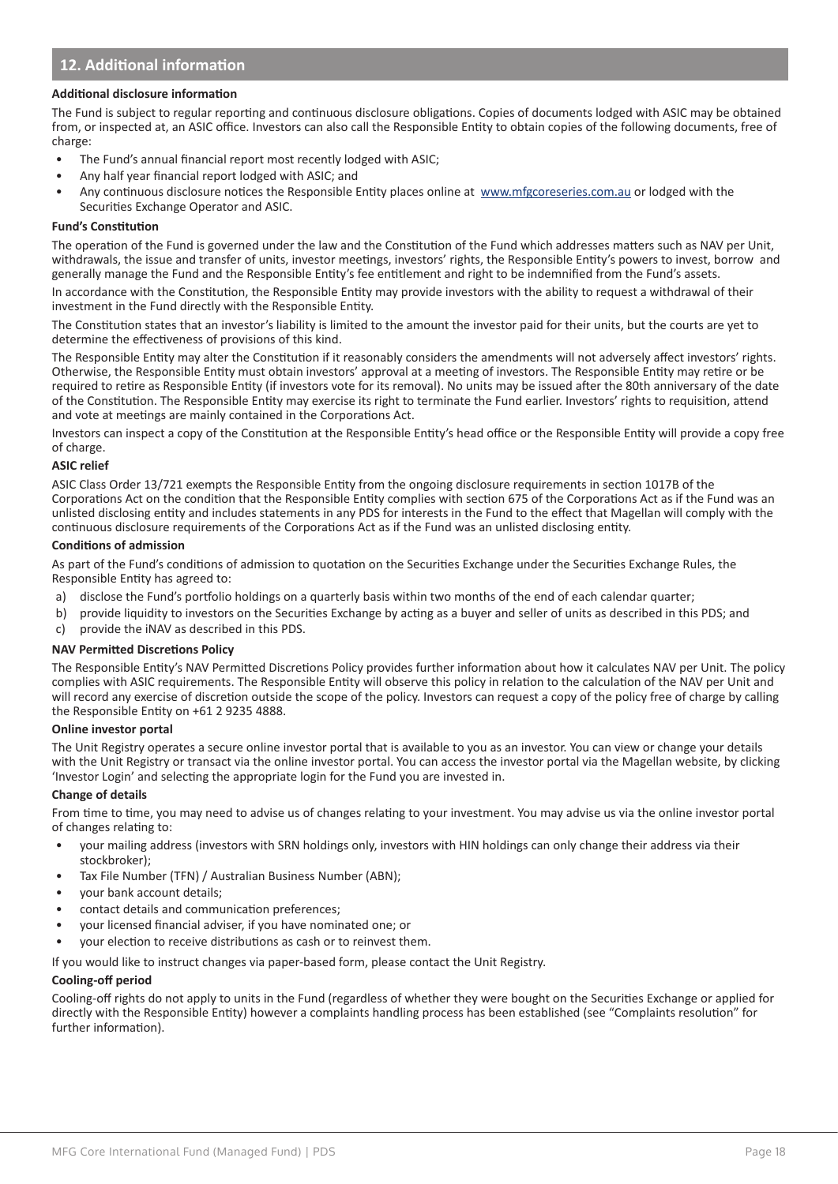## 12. Additional information

### Additional disclosure information

The Fund is subject to regular reporting and continuous disclosure obligations. Copies of documents lodged with ASIC may be obtained from, or inspected at, an ASIC office. Investors can also call the Responsible Entity to obtain copies of the following documents, free of charge:

- The Fund's annual financial report most recently lodged with ASIC;
- Any half year financial report lodged with ASIC; and
- Any continuous disclosure notices the Responsible Entity places online at www.mfgcoreseries.com.au or lodged with the Securities Exchange Operator and ASIC.

### Fund's Constitution

The operation of the Fund is governed under the law and the Constitution of the Fund which addresses matters such as NAV per Unit, withdrawals, the issue and transfer of units, investor meetings, investors' rights, the Responsible Entity's powers to invest, borrow and generally manage the Fund and the Responsible Entity's fee entitlement and right to be indemnified from the Fund's assets.

In accordance with the Constitution, the Responsible Entity may provide investors with the ability to request a withdrawal of their investment in the Fund directly with the Responsible Entity.

The Constitution states that an investor's liability is limited to the amount the investor paid for their units, but the courts are yet to determine the effectiveness of provisions of this kind.

The Responsible Entity may alter the Constitution if it reasonably considers the amendments will not adversely affect investors' rights. Otherwise, the Responsible Entity must obtain investors' approval at a meeting of investors. The Responsible Entity may retire or be required to retire as Responsible Entity (if investors vote for its removal). No units may be issued after the 80th anniversary of the date of the Constitution. The Responsible Entity may exercise its right to terminate the Fund earlier. Investors' rights to requisition, attend and vote at meetings are mainly contained in the Corporations Act.

Investors can inspect a copy of the Constitution at the Responsible Entity's head office or the Responsible Entity will provide a copy free of charge.

### ASIC relief

ASIC Class Order 13/721 exempts the Responsible Entity from the ongoing disclosure requirements in section 1017B of the Corporations Act on the condition that the Responsible Entity complies with section 675 of the Corporations Act as if the Fund was an unlisted disclosing entity and includes statements in any PDS for interests in the Fund to the effect that Magellan will comply with the continuous disclosure requirements of the Corporations Act as if the Fund was an unlisted disclosing entity.

### Conditions of admission

As part of the Fund's conditions of admission to quotation on the Securities Exchange under the Securities Exchange Rules, the Responsible Entity has agreed to:

a) disclose the Fund's portfolio holdings on a quarterly basis within two months of the end of each calendar quarter;
b) provide liquidity to investors on the Securities Exchange by acting as a buyer and seller of units as described in this PDS; and
c) provide the iNAV as described in this PDS.

### NAV Permitted Discretions Policy

The Responsible Entity's NAV Permitted Discretions Policy provides further information about how it calculates NAV per Unit. The policy complies with ASIC requirements. The Responsible Entity will observe this policy in relation to the calculation of the NAV per Unit and will record any exercise of discretion outside the scope of the policy. Investors can request a copy of the policy free of charge by calling the Responsible Entity on +61 2 9235 4888.

### Online investor portal

The Unit Registry operates a secure online investor portal that is available to you as an investor. You can view or change your details with the Unit Registry or transact via the online investor portal. You can access the investor portal via the Magellan website, by clicking 'Investor Login' and selecting the appropriate login for the Fund you are invested in.

### Change of details

From time to time, you may need to advise us of changes relating to your investment. You may advise us via the online investor portal of changes relating to:

- your mailing address (investors with SRN holdings only, investors with HIN holdings can only change their address via their stockbroker);
- Tax File Number (TFN) / Australian Business Number (ABN);
- your bank account details;
- contact details and communication preferences;
- your licensed financial adviser, if you have nominated one; or
- your election to receive distributions as cash or to reinvest them.

If you would like to instruct changes via paper-based form, please contact the Unit Registry.

### Cooling-off period

Cooling-off rights do not apply to units in the Fund (regardless of whether they were bought on the Securities Exchange or applied for directly with the Responsible Entity) however a complaints handling process has been established (see "Complaints resolution" for further information).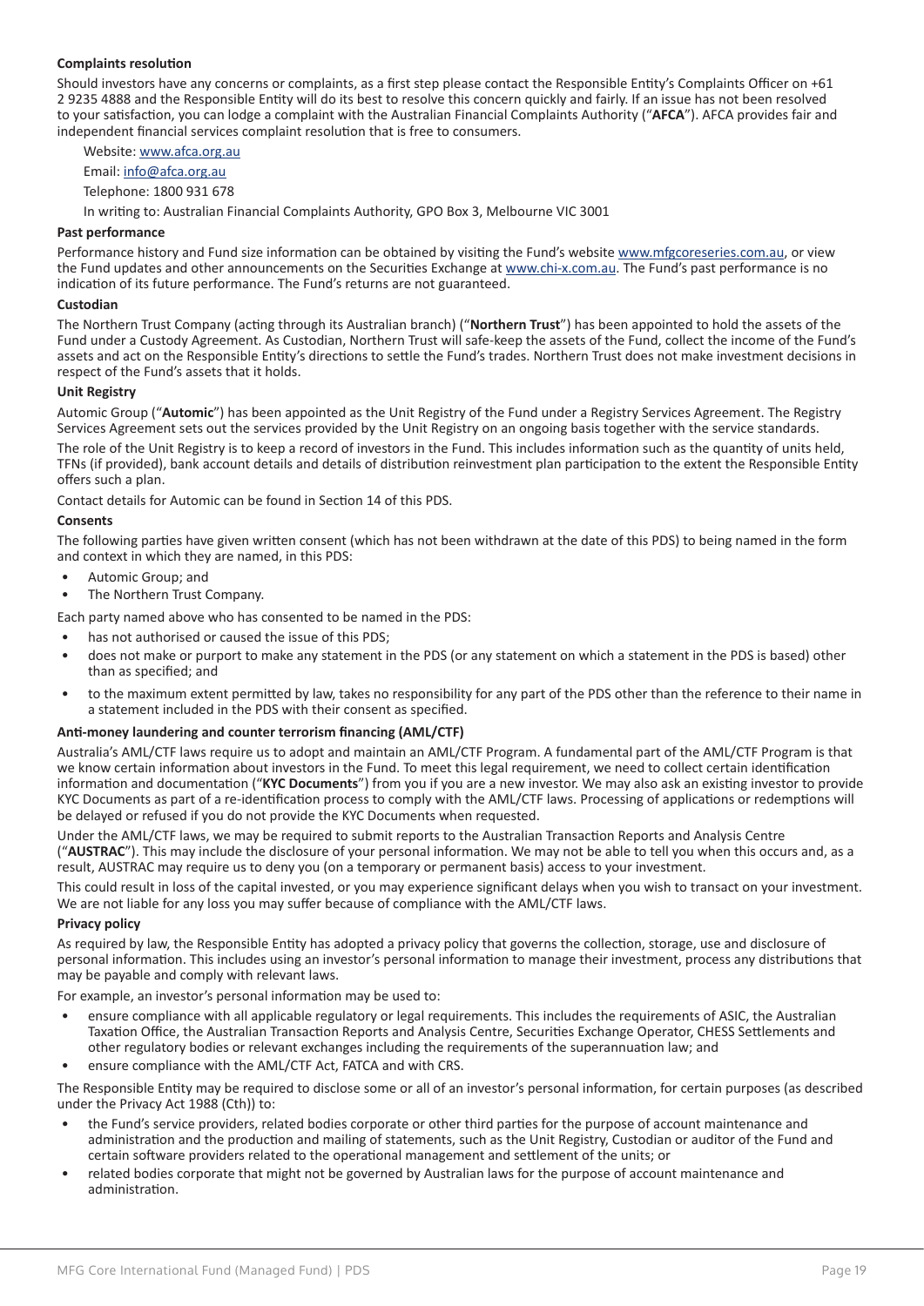### Complaints resolution

Should investors have any concerns or complaints, as a first step please contact the Responsible Entity's Complaints Officer on +61 2 9235 4888 and the Responsible Entity will do its best to resolve this concern quickly and fairly. If an issue has not been resolved to your satisfaction, you can lodge a complaint with the Australian Financial Complaints Authority ("**AFCA**"). AFCA provides fair and independent financial services complaint resolution that is free to consumers.

Website: www.afca.org.au

Email: info@afca.org.au

Telephone: 1800 931 678

In writing to: Australian Financial Complaints Authority, GPO Box 3, Melbourne VIC 3001

### Past performance

Performance history and Fund size information can be obtained by visiting the Fund's website www.mfgcoreseries.com.au, or view the Fund updates and other announcements on the Securities Exchange at www.chi-x.com.au. The Fund's past performance is no indication of its future performance. The Fund's returns are not guaranteed.

### Custodian

The Northern Trust Company (acting through its Australian branch) ("**Northern Trust**") has been appointed to hold the assets of the Fund under a Custody Agreement. As Custodian, Northern Trust will safe-keep the assets of the Fund, collect the income of the Fund's assets and act on the Responsible Entity's directions to settle the Fund's trades. Northern Trust does not make investment decisions in respect of the Fund's assets that it holds.

### Unit Registry

Automic Group ("**Automic**") has been appointed as the Unit Registry of the Fund under a Registry Services Agreement. The Registry Services Agreement sets out the services provided by the Unit Registry on an ongoing basis together with the service standards.

The role of the Unit Registry is to keep a record of investors in the Fund. This includes information such as the quantity of units held, TFNs (if provided), bank account details and details of distribution reinvestment plan participation to the extent the Responsible Entity offers such a plan.

Contact details for Automic can be found in Section 14 of this PDS.

### Consents

The following parties have given written consent (which has not been withdrawn at the date of this PDS) to being named in the form and context in which they are named, in this PDS:

- Automic Group; and
- The Northern Trust Company.

Each party named above who has consented to be named in the PDS:

- has not authorised or caused the issue of this PDS;
- does not make or purport to make any statement in the PDS (or any statement on which a statement in the PDS is based) other than as specified; and
- to the maximum extent permitted by law, takes no responsibility for any part of the PDS other than the reference to their name in a statement included in the PDS with their consent as specified.

### Anti-money laundering and counter terrorism financing (AML/CTF)

Australia's AML/CTF laws require us to adopt and maintain an AML/CTF Program. A fundamental part of the AML/CTF Program is that we know certain information about investors in the Fund. To meet this legal requirement, we need to collect certain identification information and documentation ("**KYC Documents**") from you if you are a new investor. We may also ask an existing investor to provide KYC Documents as part of a re-identification process to comply with the AML/CTF laws. Processing of applications or redemptions will be delayed or refused if you do not provide the KYC Documents when requested.

Under the AML/CTF laws, we may be required to submit reports to the Australian Transaction Reports and Analysis Centre ("**AUSTRAC**"). This may include the disclosure of your personal information. We may not be able to tell you when this occurs and, as a result, AUSTRAC may require us to deny you (on a temporary or permanent basis) access to your investment.

This could result in loss of the capital invested, or you may experience significant delays when you wish to transact on your investment. We are not liable for any loss you may suffer because of compliance with the AML/CTF laws.

### Privacy policy

As required by law, the Responsible Entity has adopted a privacy policy that governs the collection, storage, use and disclosure of personal information. This includes using an investor's personal information to manage their investment, process any distributions that may be payable and comply with relevant laws.

For example, an investor's personal information may be used to:

- ensure compliance with all applicable regulatory or legal requirements. This includes the requirements of ASIC, the Australian Taxation Office, the Australian Transaction Reports and Analysis Centre, Securities Exchange Operator, CHESS Settlements and other regulatory bodies or relevant exchanges including the requirements of the superannuation law; and
- ensure compliance with the AML/CTF Act, FATCA and with CRS.

The Responsible Entity may be required to disclose some or all of an investor's personal information, for certain purposes (as described under the Privacy Act 1988 (Cth)) to:

- the Fund's service providers, related bodies corporate or other third parties for the purpose of account maintenance and administration and the production and mailing of statements, such as the Unit Registry, Custodian or auditor of the Fund and certain software providers related to the operational management and settlement of the units; or
- related bodies corporate that might not be governed by Australian laws for the purpose of account maintenance and administration.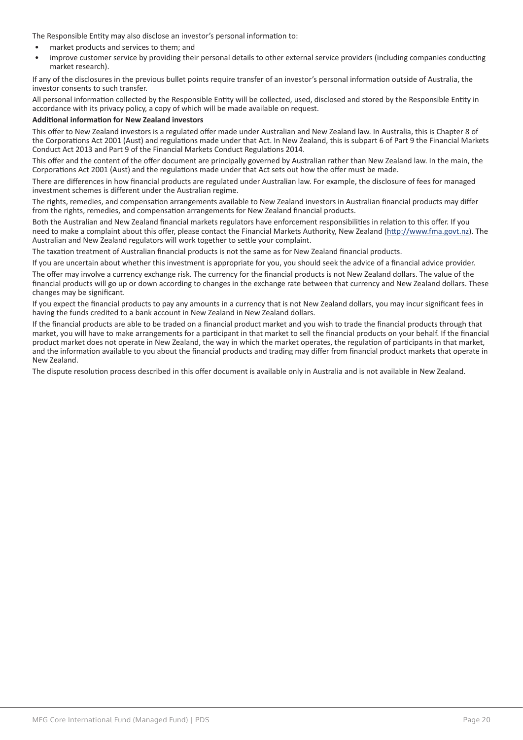The Responsible Entity may also disclose an investor's personal information to:

- market products and services to them; and
- improve customer service by providing their personal details to other external service providers (including companies conducting market research).

If any of the disclosures in the previous bullet points require transfer of an investor's personal information outside of Australia, the investor consents to such transfer.

All personal information collected by the Responsible Entity will be collected, used, disclosed and stored by the Responsible Entity in accordance with its privacy policy, a copy of which will be made available on request.

**Additional information for New Zealand investors**

This offer to New Zealand investors is a regulated offer made under Australian and New Zealand law. In Australia, this is Chapter 8 of the Corporations Act 2001 (Aust) and regulations made under that Act. In New Zealand, this is subpart 6 of Part 9 the Financial Markets Conduct Act 2013 and Part 9 of the Financial Markets Conduct Regulations 2014.

This offer and the content of the offer document are principally governed by Australian rather than New Zealand law. In the main, the Corporations Act 2001 (Aust) and the regulations made under that Act sets out how the offer must be made.

There are differences in how financial products are regulated under Australian law. For example, the disclosure of fees for managed investment schemes is different under the Australian regime.

The rights, remedies, and compensation arrangements available to New Zealand investors in Australian financial products may differ from the rights, remedies, and compensation arrangements for New Zealand financial products.

Both the Australian and New Zealand financial markets regulators have enforcement responsibilities in relation to this offer. If you need to make a complaint about this offer, please contact the Financial Markets Authority, New Zealand (http://www.fma.govt.nz). The Australian and New Zealand regulators will work together to settle your complaint.

The taxation treatment of Australian financial products is not the same as for New Zealand financial products.

If you are uncertain about whether this investment is appropriate for you, you should seek the advice of a financial advice provider.

The offer may involve a currency exchange risk. The currency for the financial products is not New Zealand dollars. The value of the financial products will go up or down according to changes in the exchange rate between that currency and New Zealand dollars. These changes may be significant.

If you expect the financial products to pay any amounts in a currency that is not New Zealand dollars, you may incur significant fees in having the funds credited to a bank account in New Zealand in New Zealand dollars.

If the financial products are able to be traded on a financial product market and you wish to trade the financial products through that market, you will have to make arrangements for a participant in that market to sell the financial products on your behalf. If the financial product market does not operate in New Zealand, the way in which the market operates, the regulation of participants in that market, and the information available to you about the financial products and trading may differ from financial product markets that operate in New Zealand.

The dispute resolution process described in this offer document is available only in Australia and is not available in New Zealand.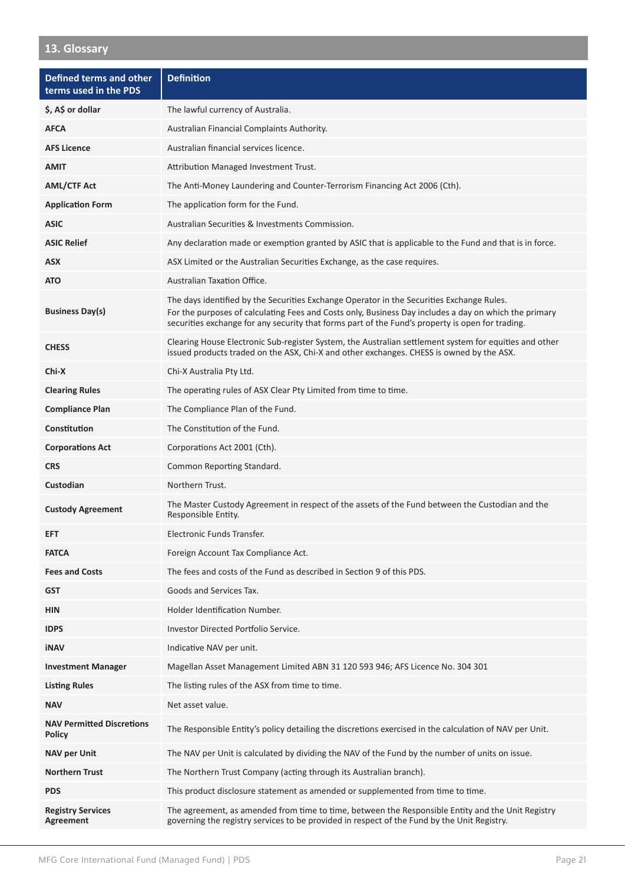## 13. Glossary

| Defined terms and other terms used in the PDS | Definition |
|---|---|
| **$, A$ or dollar** | The lawful currency of Australia. |
| **AFCA** | Australian Financial Complaints Authority. |
| **AFS Licence** | Australian financial services licence. |
| **AMIT** | Attribution Managed Investment Trust. |
| **AML/CTF Act** | The Anti-Money Laundering and Counter-Terrorism Financing Act 2006 (Cth). |
| **Application Form** | The application form for the Fund. |
| **ASIC** | Australian Securities & Investments Commission. |
| **ASIC Relief** | Any declaration made or exemption granted by ASIC that is applicable to the Fund and that is in force. |
| **ASX** | ASX Limited or the Australian Securities Exchange, as the case requires. |
| **ATO** | Australian Taxation Office. |
| **Business Day(s)** | The days identified by the Securities Exchange Operator in the Securities Exchange Rules. For the purposes of calculating Fees and Costs only, Business Day includes a day on which the primary securities exchange for any security that forms part of the Fund's property is open for trading. |
| **CHESS** | Clearing House Electronic Sub-register System, the Australian settlement system for equities and other issued products traded on the ASX, Chi-X and other exchanges. CHESS is owned by the ASX. |
| **Chi-X** | Chi-X Australia Pty Ltd. |
| **Clearing Rules** | The operating rules of ASX Clear Pty Limited from time to time. |
| **Compliance Plan** | The Compliance Plan of the Fund. |
| **Constitution** | The Constitution of the Fund. |
| **Corporations Act** | Corporations Act 2001 (Cth). |
| **CRS** | Common Reporting Standard. |
| **Custodian** | Northern Trust. |
| **Custody Agreement** | The Master Custody Agreement in respect of the assets of the Fund between the Custodian and the Responsible Entity. |
| **EFT** | Electronic Funds Transfer. |
| **FATCA** | Foreign Account Tax Compliance Act. |
| **Fees and Costs** | The fees and costs of the Fund as described in Section 9 of this PDS. |
| **GST** | Goods and Services Tax. |
| **HIN** | Holder Identification Number. |
| **IDPS** | Investor Directed Portfolio Service. |
| **iNAV** | Indicative NAV per unit. |
| **Investment Manager** | Magellan Asset Management Limited ABN 31 120 593 946; AFS Licence No. 304 301 |
| **Listing Rules** | The listing rules of the ASX from time to time. |
| **NAV** | Net asset value. |
| **NAV Permitted Discretions Policy** | The Responsible Entity's policy detailing the discretions exercised in the calculation of NAV per Unit. |
| **NAV per Unit** | The NAV per Unit is calculated by dividing the NAV of the Fund by the number of units on issue. |
| **Northern Trust** | The Northern Trust Company (acting through its Australian branch). |
| **PDS** | This product disclosure statement as amended or supplemented from time to time. |
| **Registry Services Agreement** | The agreement, as amended from time to time, between the Responsible Entity and the Unit Registry governing the registry services to be provided in respect of the Fund by the Unit Registry. |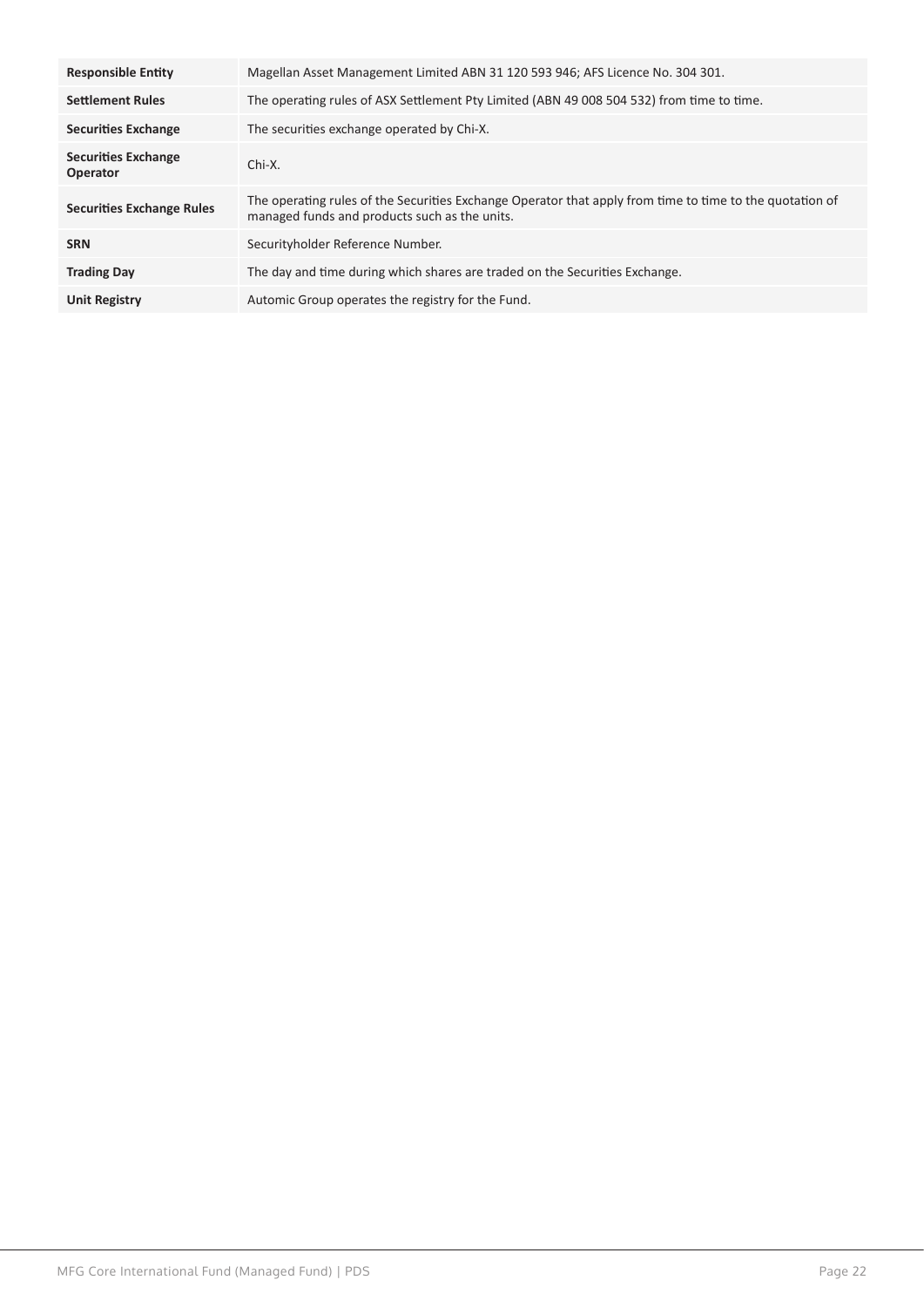| | |
|---|---|
| **Responsible Entity** | Magellan Asset Management Limited ABN 31 120 593 946; AFS Licence No. 304 301. |
| **Settlement Rules** | The operating rules of ASX Settlement Pty Limited (ABN 49 008 504 532) from time to time. |
| **Securities Exchange** | The securities exchange operated by Chi-X. |
| **Securities Exchange Operator** | Chi-X. |
| **Securities Exchange Rules** | The operating rules of the Securities Exchange Operator that apply from time to time to the quotation of managed funds and products such as the units. |
| **SRN** | Securityholder Reference Number. |
| **Trading Day** | The day and time during which shares are traded on the Securities Exchange. |
| **Unit Registry** | Automic Group operates the registry for the Fund. |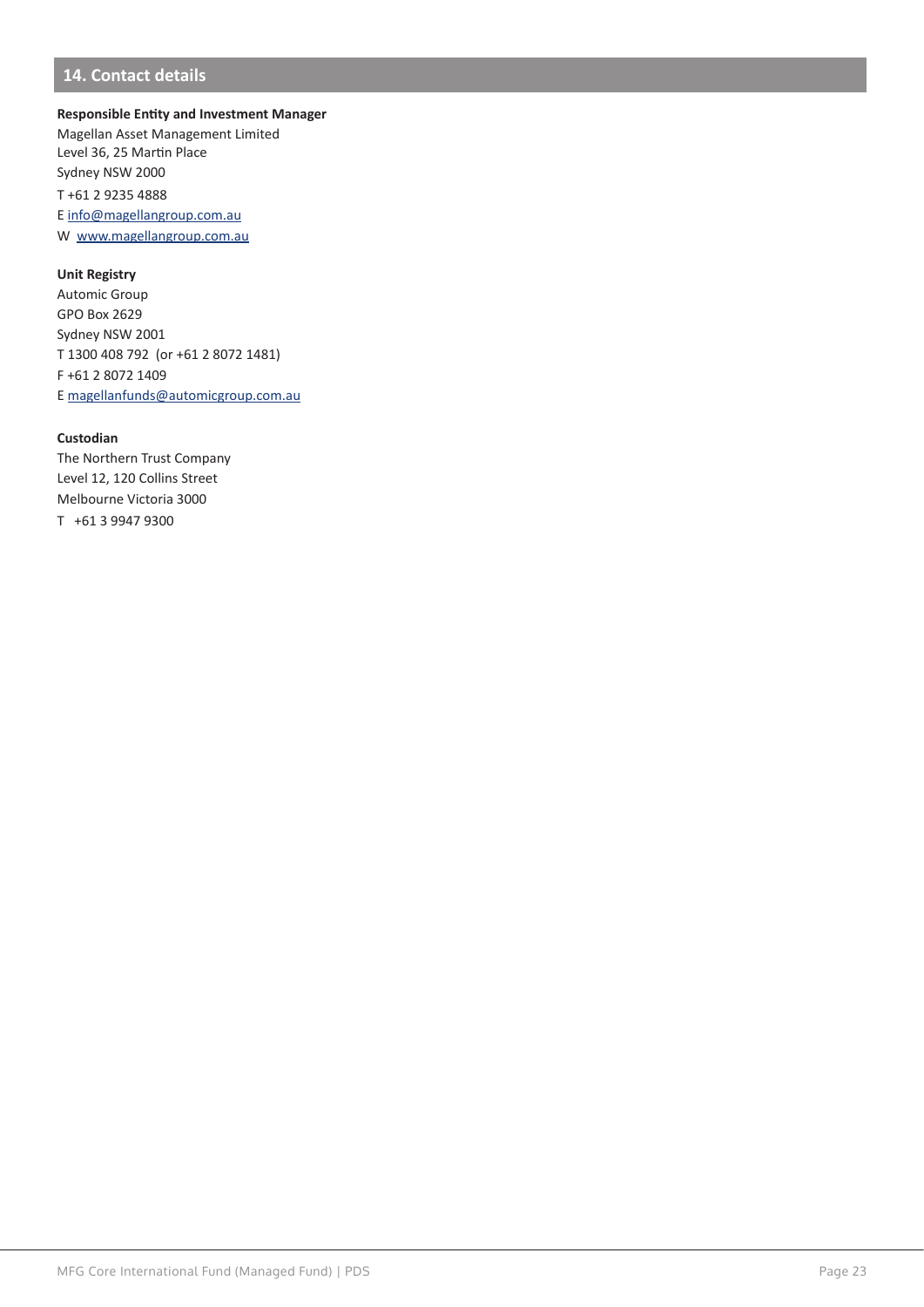## 14. Contact details

**Responsible Entity and Investment Manager**

Magellan Asset Management Limited
Level 36, 25 Martin Place
Sydney NSW 2000
T +61 2 9235 4888
E info@magellangroup.com.au
W www.magellangroup.com.au

**Unit Registry**

Automic Group
GPO Box 2629
Sydney NSW 2001
T 1300 408 792 (or +61 2 8072 1481)
F +61 2 8072 1409
E magellanfunds@automicgroup.com.au

**Custodian**

The Northern Trust Company
Level 12, 120 Collins Street
Melbourne Victoria 3000
T +61 3 9947 9300